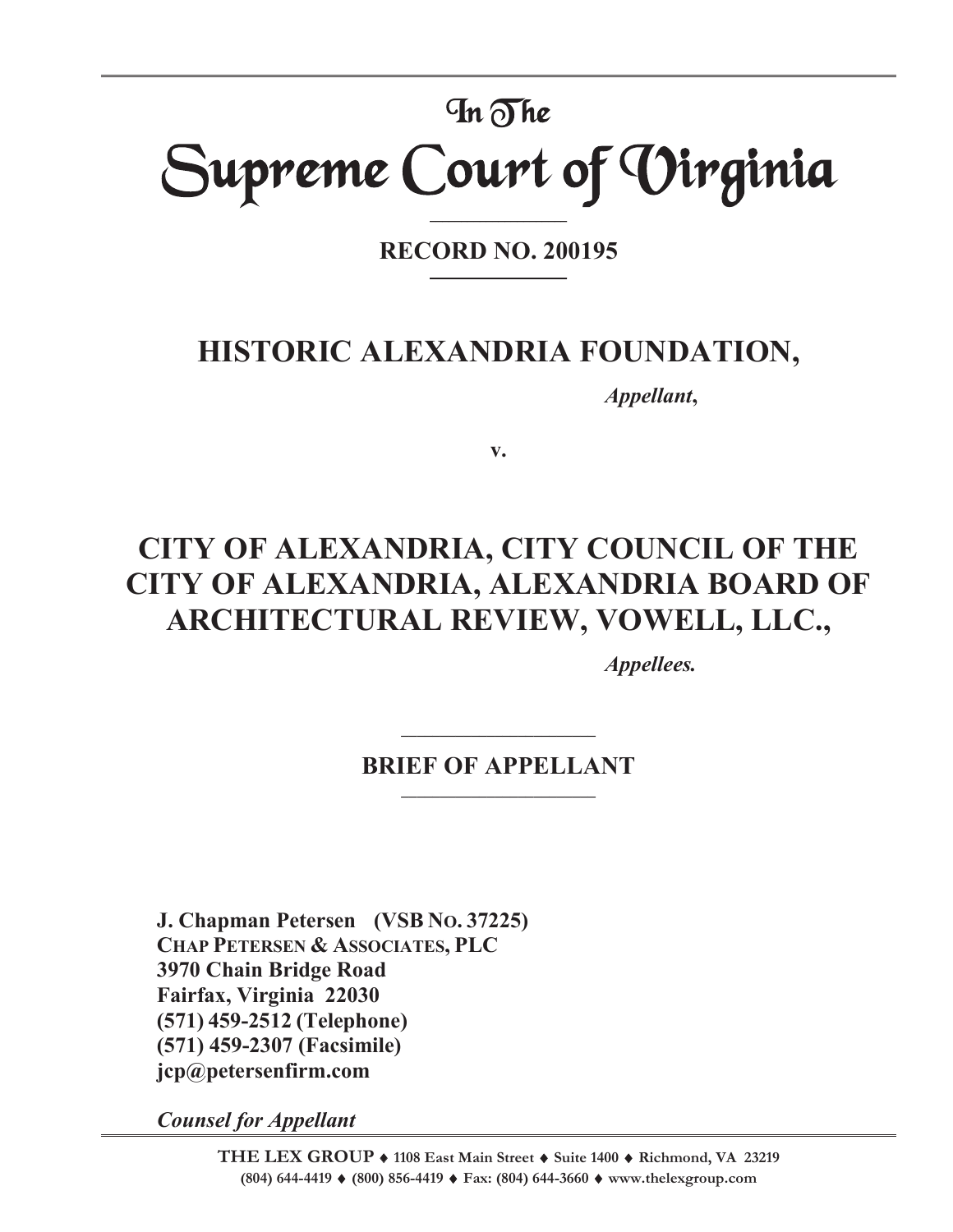# In The
# Supreme Court of Virginia

**RECORD NO. 200195**

## HISTORIC ALEXANDRIA FOUNDATION,

***Appellant*,**

**v.**

## CITY OF ALEXANDRIA, CITY COUNCIL OF THE CITY OF ALEXANDRIA, ALEXANDRIA BOARD OF ARCHITECTURAL REVIEW, VOWELL, LLC.,

***Appellees.***

**BRIEF OF APPELLANT**

**J. Chapman Petersen (VSB NO. 37225)**
**CHAP PETERSEN & ASSOCIATES, PLC**
**3970 Chain Bridge Road**
**Fairfax, Virginia 22030**
**(571) 459-2512 (Telephone)**
**(571) 459-2307 (Facsimile)**
**jcp@petersenfirm.com**

***Counsel for Appellant***

**THE LEX GROUP ♦ 1108 East Main Street ♦ Suite 1400 ♦ Richmond, VA 23219**
**(804) 644-4419 ♦ (800) 856-4419 ♦ Fax: (804) 644-3660 ♦ www.thelexgroup.com**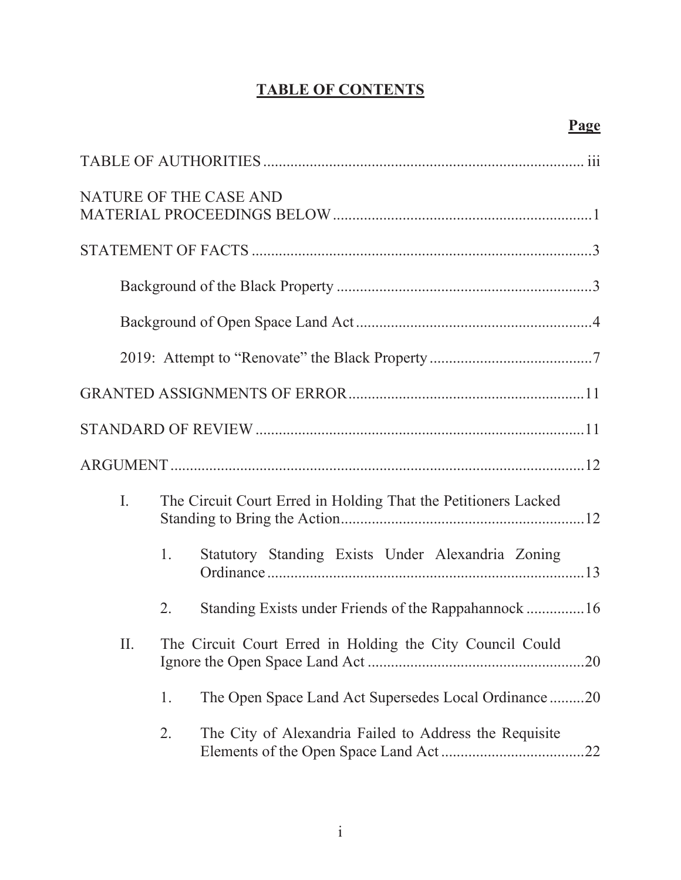# TABLE OF CONTENTS

| | Page |
|---|---|
| TABLE OF AUTHORITIES | iii |
| NATURE OF THE CASE AND MATERIAL PROCEEDINGS BELOW | 1 |
| STATEMENT OF FACTS | 3 |
| Background of the Black Property | 3 |
| Background of Open Space Land Act | 4 |
| 2019: Attempt to "Renovate" the Black Property | 7 |
| GRANTED ASSIGNMENTS OF ERROR | 11 |
| STANDARD OF REVIEW | 11 |
| ARGUMENT | 12 |
| I. The Circuit Court Erred in Holding That the Petitioners Lacked Standing to Bring the Action | 12 |
| 1. Statutory Standing Exists Under Alexandria Zoning Ordinance | 13 |
| 2. Standing Exists under Friends of the Rappahannock | 16 |
| II. The Circuit Court Erred in Holding the City Council Could Ignore the Open Space Land Act | 20 |
| 1. The Open Space Land Act Supersedes Local Ordinance | 20 |
| 2. The City of Alexandria Failed to Address the Requisite Elements of the Open Space Land Act | 22 |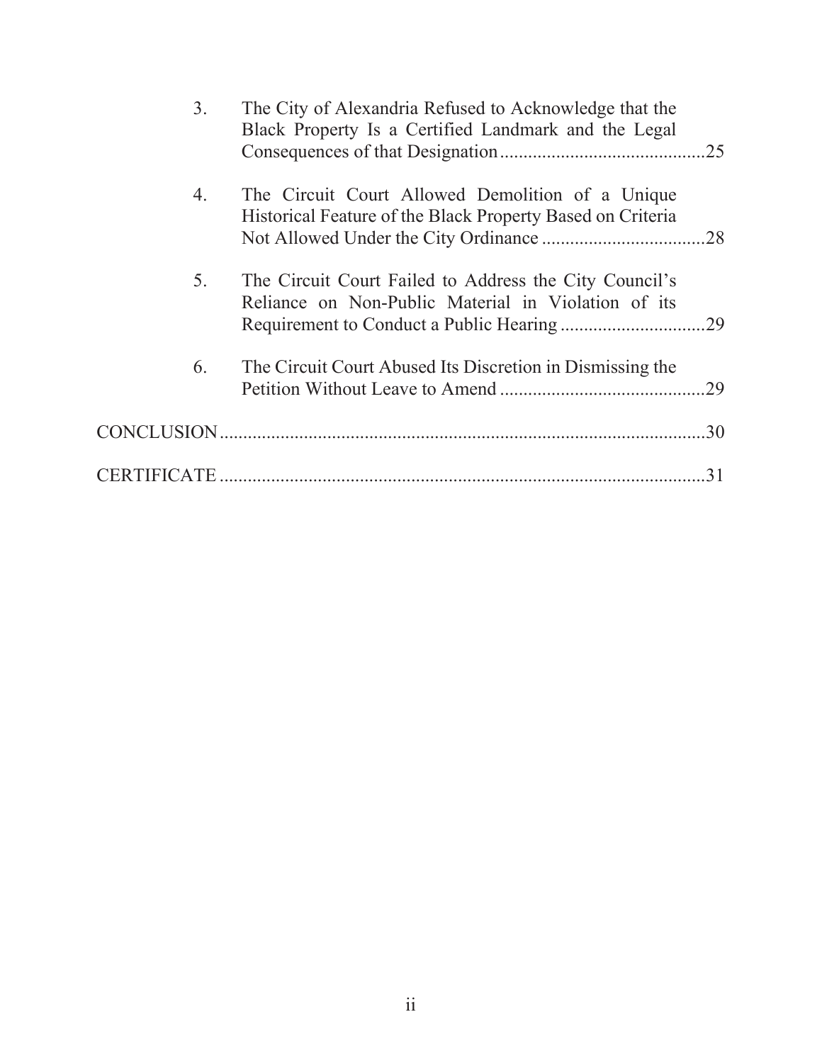3. The City of Alexandria Refused to Acknowledge that the Black Property Is a Certified Landmark and the Legal Consequences of that Designation ............................................25

4. The Circuit Court Allowed Demolition of a Unique Historical Feature of the Black Property Based on Criteria Not Allowed Under the City Ordinance ...................................28

5. The Circuit Court Failed to Address the City Council's Reliance on Non-Public Material in Violation of its Requirement to Conduct a Public Hearing ...............................29

6. The Circuit Court Abused Its Discretion in Dismissing the Petition Without Leave to Amend ............................................29

CONCLUSION .........................................................................................................30

CERTIFICATE .........................................................................................................31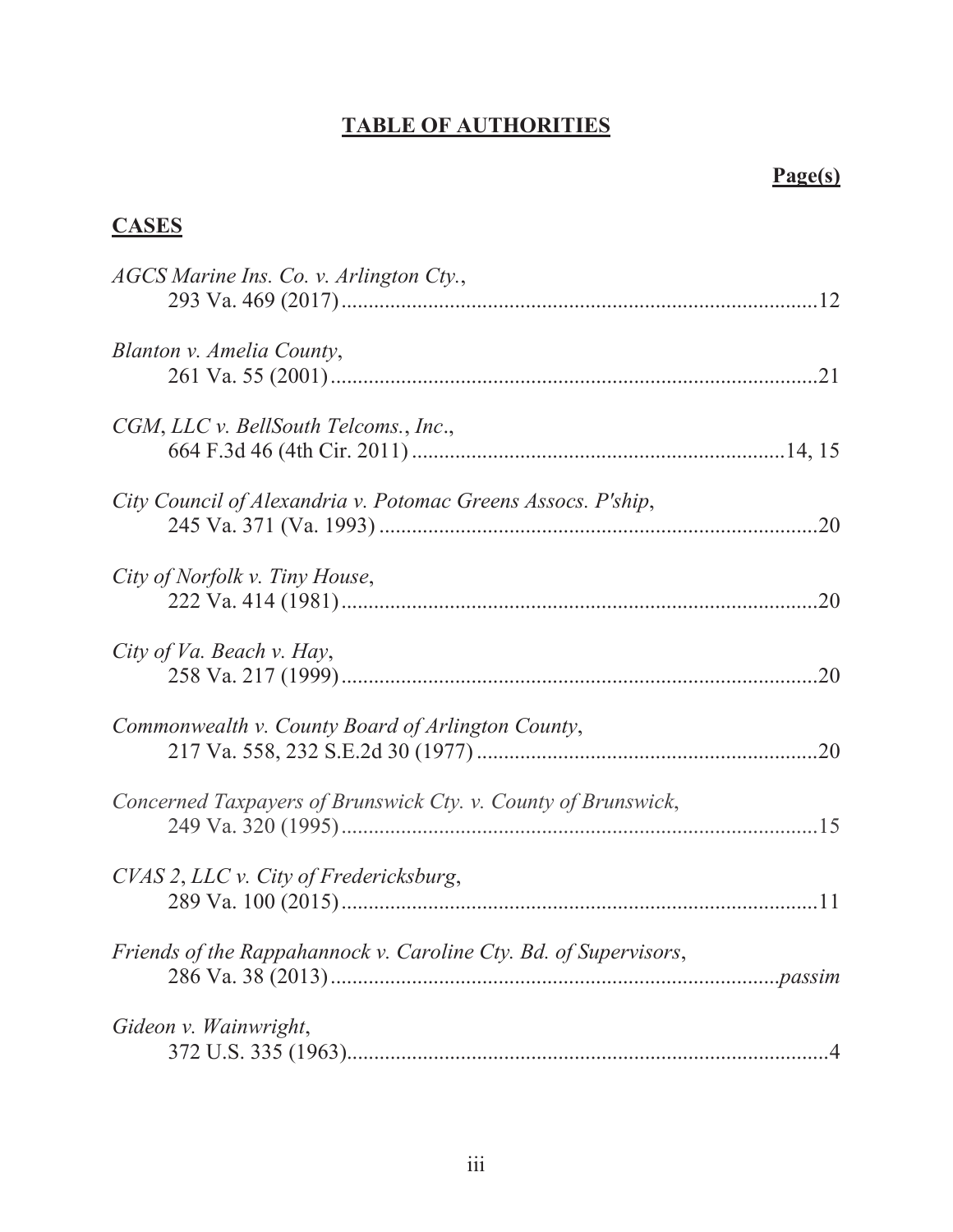# **TABLE OF AUTHORITIES**

**Page(s)**

## **CASES**

*AGCS Marine Ins. Co. v. Arlington Cty.*,
293 Va. 469 (2017) .......................................................................................... 12

*Blanton v. Amelia County*,
261 Va. 55 (2001) ............................................................................................ 21

*CGM, LLC v. BellSouth Telcoms., Inc.*,
664 F.3d 46 (4th Cir. 2011) ........................................................................ 14, 15

*City Council of Alexandria v. Potomac Greens Assocs. P'ship*,
245 Va. 371 (Va. 1993) .................................................................................... 20

*City of Norfolk v. Tiny House*,
222 Va. 414 (1981) .......................................................................................... 20

*City of Va. Beach v. Hay*,
258 Va. 217 (1999) .......................................................................................... 20

*Commonwealth v. County Board of Arlington County*,
217 Va. 558, 232 S.E.2d 30 (1977) ................................................................. 20

*Concerned Taxpayers of Brunswick Cty. v. County of Brunswick*,
249 Va. 320 (1995) .......................................................................................... 15

*CVAS 2, LLC v. City of Fredericksburg*,
289 Va. 100 (2015) .......................................................................................... 11

*Friends of the Rappahannock v. Caroline Cty. Bd. of Supervisors*,
286 Va. 38 (2013) ..................................................................................... *passim*

*Gideon v. Wainwright*,
372 U.S. 335 (1963) ............................................................................................ 4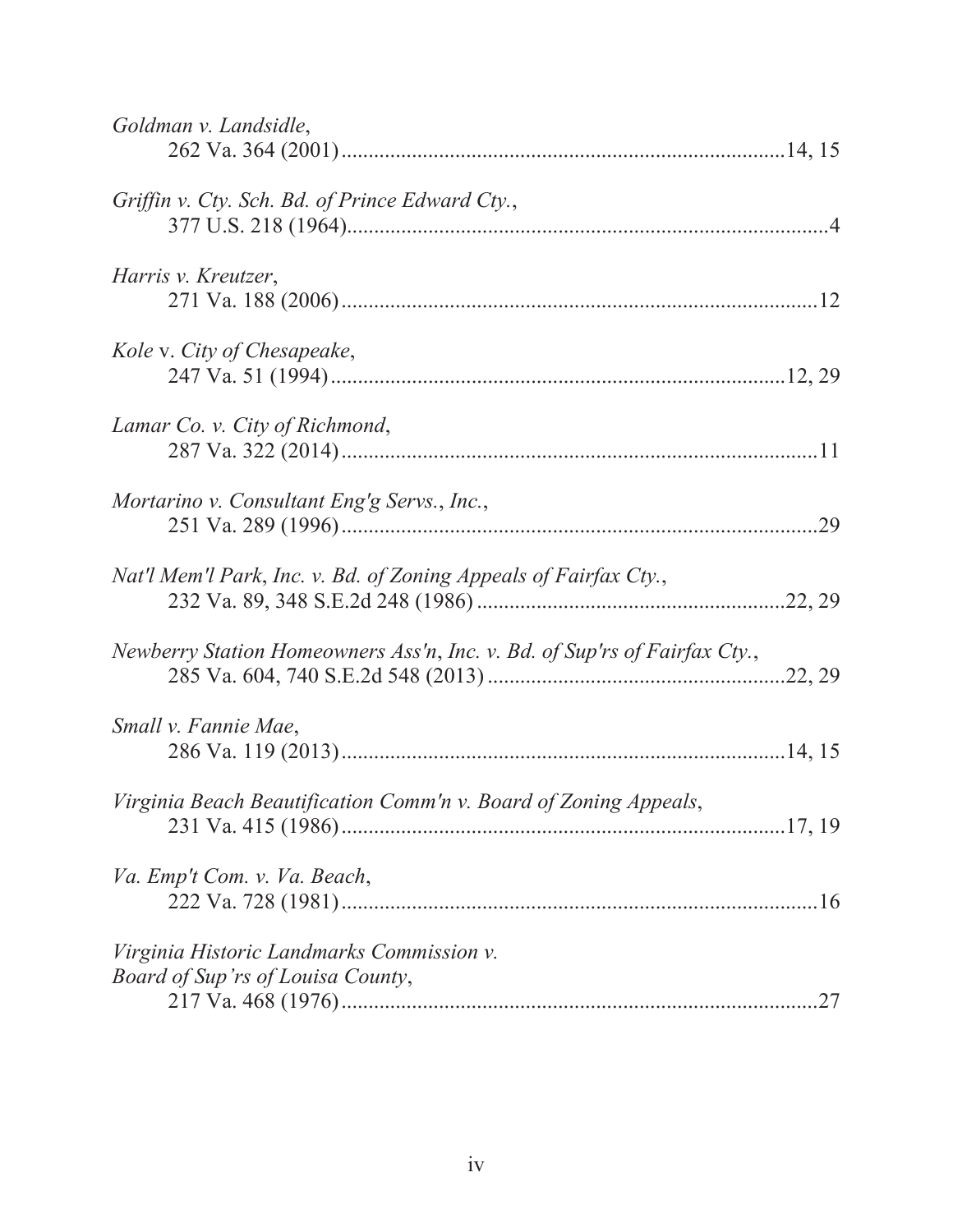*Goldman v. Landsidle*,
262 Va. 364 (2001) ................................................................................14, 15

*Griffin v. Cty. Sch. Bd. of Prince Edward Cty.*,
377 U.S. 218 (1964)........................................................................................4

*Harris v. Kreutzer*,
271 Va. 188 (2006) .......................................................................................12

*Kole* v. *City of Chesapeake*,
247 Va. 51 (1994) ...................................................................................12, 29

*Lamar Co. v. City of Richmond*,
287 Va. 322 (2014) .......................................................................................11

*Mortarino v. Consultant Eng'g Servs., Inc.*,
251 Va. 289 (1996) .......................................................................................29

*Nat'l Mem'l Park, Inc. v. Bd. of Zoning Appeals of Fairfax Cty.*,
232 Va. 89, 348 S.E.2d 248 (1986) .........................................................22, 29

*Newberry Station Homeowners Ass'n, Inc. v. Bd. of Sup'rs of Fairfax Cty.*,
285 Va. 604, 740 S.E.2d 548 (2013) .......................................................22, 29

*Small v. Fannie Mae*,
286 Va. 119 (2013) .................................................................................14, 15

*Virginia Beach Beautification Comm'n v. Board of Zoning Appeals*,
231 Va. 415 (1986) .................................................................................17, 19

*Va. Emp't Com. v. Va. Beach*,
222 Va. 728 (1981) .......................................................................................16

*Virginia Historic Landmarks Commission v. Board of Sup'rs of Louisa County*,
217 Va. 468 (1976) .......................................................................................27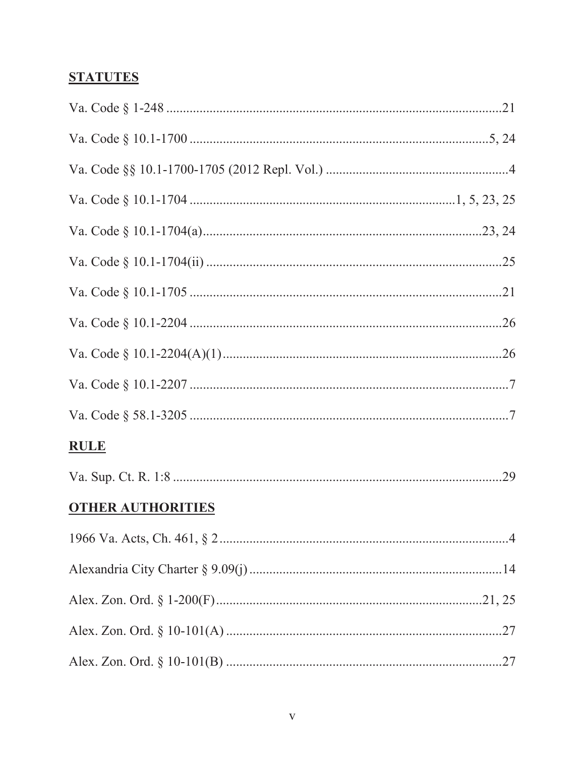**STATUTES**

Va. Code § 1-248 .......................................................................................................21

Va. Code § 10.1-1700 ...........................................................................................5, 24

Va. Code §§ 10.1-1700-1705 (2012 Repl. Vol.) .......................................................4

Va. Code § 10.1-1704 ...............................................................................1, 5, 23, 25

Va. Code § 10.1-1704(a).....................................................................................23, 24

Va. Code § 10.1-1704(ii) .........................................................................................25

Va. Code § 10.1-1705 ..............................................................................................21

Va. Code § 10.1-2204 ..............................................................................................26

Va. Code § 10.1-2204(A)(1)....................................................................................26

Va. Code § 10.1-2207 ................................................................................................7

Va. Code § 58.1-3205 ................................................................................................7

**RULE**

Va. Sup. Ct. R. 1:8 ...................................................................................................29

**OTHER AUTHORITIES**

1966 Va. Acts, Ch. 461, § 2 .......................................................................................4

Alexandria City Charter § 9.09(j) ............................................................................14

Alex. Zon. Ord. § 1-200(F) ..................................................................................21, 25

Alex. Zon. Ord. § 10-101(A) ...................................................................................27

Alex. Zon. Ord. § 10-101(B) ...................................................................................27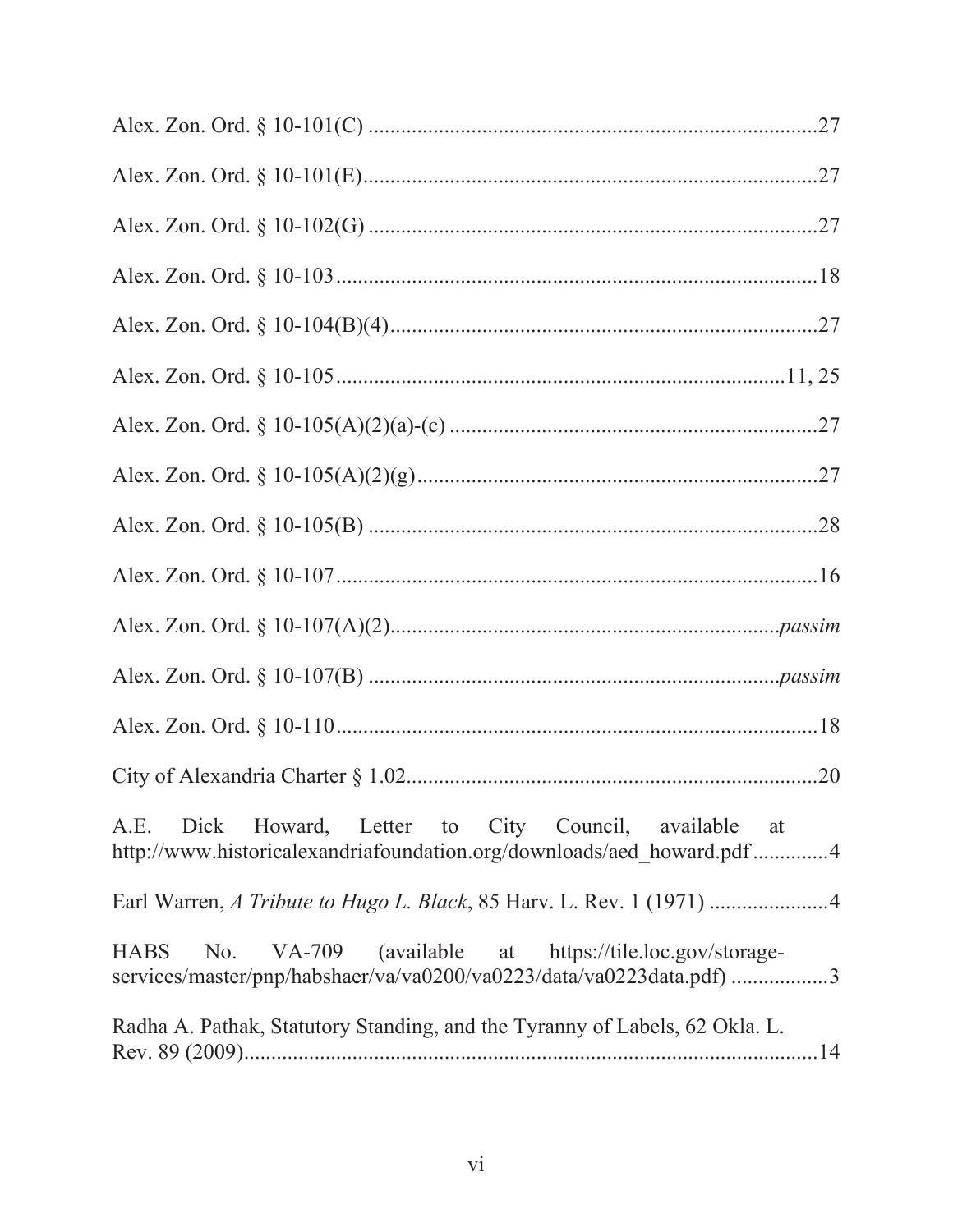Alex. Zon. Ord. § 10-101(C) ....................................................................................27

Alex. Zon. Ord. § 10-101(E)....................................................................................27

Alex. Zon. Ord. § 10-102(G) ....................................................................................27

Alex. Zon. Ord. § 10-103 .........................................................................................18

Alex. Zon. Ord. § 10-104(B)(4)................................................................................27

Alex. Zon. Ord. § 10-105 ....................................................................................11, 25

Alex. Zon. Ord. § 10-105(A)(2)(a)-(c) .....................................................................27

Alex. Zon. Ord. § 10-105(A)(2)(g)...........................................................................27

Alex. Zon. Ord. § 10-105(B) ....................................................................................28

Alex. Zon. Ord. § 10-107 .........................................................................................16

Alex. Zon. Ord. § 10-107(A)(2)........................................................................*passim*

Alex. Zon. Ord. § 10-107(B) ...........................................................................*passim*

Alex. Zon. Ord. § 10-110 .........................................................................................18

City of Alexandria Charter § 1.02.............................................................................20

A.E. Dick Howard, Letter to City Council, available at http://www.historicalexandriafoundation.org/downloads/aed_howard.pdf ..............4

Earl Warren, *A Tribute to Hugo L. Black*, 85 Harv. L. Rev. 1 (1971) ......................4

HABS No. VA-709 (available at https://tile.loc.gov/storage-services/master/pnp/habshaer/va/va0200/va0223/data/va0223data.pdf) ..................3

Radha A. Pathak, Statutory Standing, and the Tyranny of Labels, 62 Okla. L. Rev. 89 (2009)...........................................................................................................14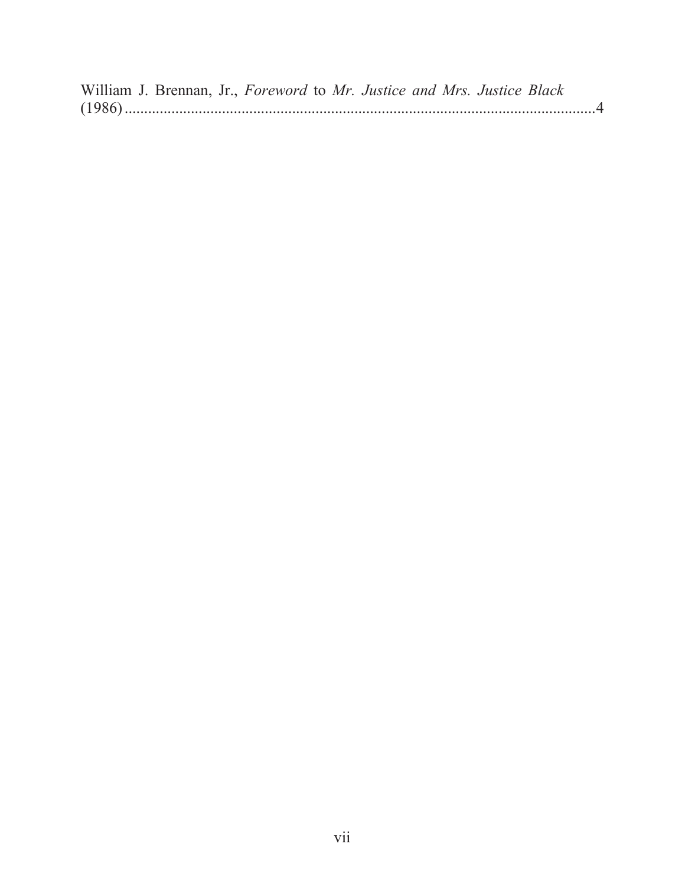William J. Brennan, Jr., *Foreword* to *Mr. Justice and Mrs. Justice Black* (1986) ....................................................................................................................4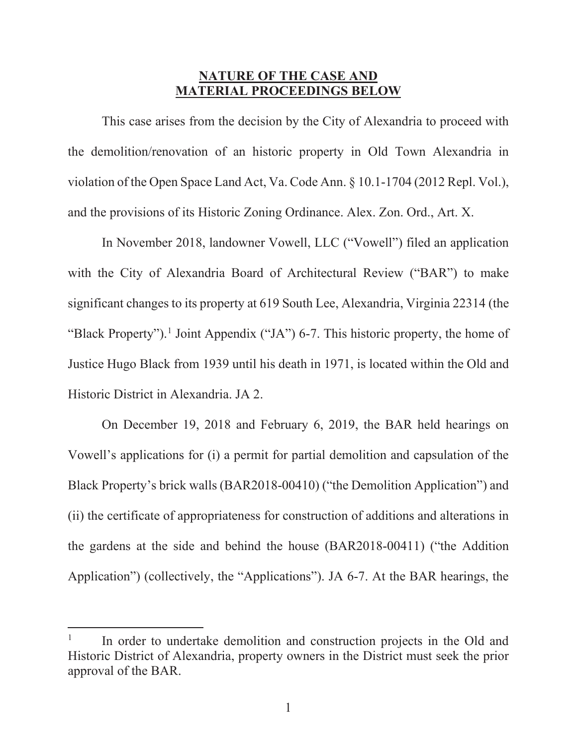## NATURE OF THE CASE AND MATERIAL PROCEEDINGS BELOW

This case arises from the decision by the City of Alexandria to proceed with the demolition/renovation of an historic property in Old Town Alexandria in violation of the Open Space Land Act, Va. Code Ann. § 10.1-1704 (2012 Repl. Vol.), and the provisions of its Historic Zoning Ordinance. Alex. Zon. Ord., Art. X.

In November 2018, landowner Vowell, LLC ("Vowell") filed an application with the City of Alexandria Board of Architectural Review ("BAR") to make significant changes to its property at 619 South Lee, Alexandria, Virginia 22314 (the "Black Property").[1] Joint Appendix ("JA") 6-7. This historic property, the home of Justice Hugo Black from 1939 until his death in 1971, is located within the Old and Historic District in Alexandria. JA 2.

On December 19, 2018 and February 6, 2019, the BAR held hearings on Vowell's applications for (i) a permit for partial demolition and capsulation of the Black Property's brick walls (BAR2018-00410) ("the Demolition Application") and (ii) the certificate of appropriateness for construction of additions and alterations in the gardens at the side and behind the house (BAR2018-00411) ("the Addition Application") (collectively, the "Applications"). JA 6-7. At the BAR hearings, the

[1] In order to undertake demolition and construction projects in the Old and Historic District of Alexandria, property owners in the District must seek the prior approval of the BAR.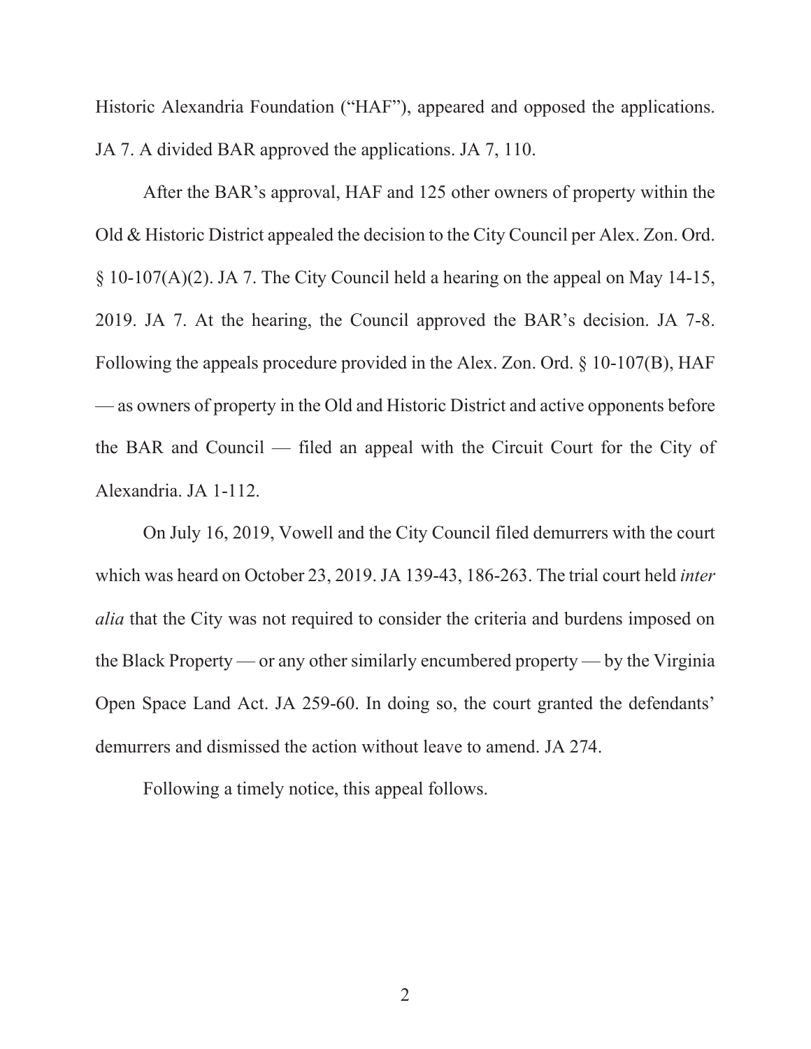Historic Alexandria Foundation ("HAF"), appeared and opposed the applications. JA 7. A divided BAR approved the applications. JA 7, 110.

After the BAR's approval, HAF and 125 other owners of property within the Old & Historic District appealed the decision to the City Council per Alex. Zon. Ord. § 10-107(A)(2). JA 7. The City Council held a hearing on the appeal on May 14-15, 2019. JA 7. At the hearing, the Council approved the BAR's decision. JA 7-8. Following the appeals procedure provided in the Alex. Zon. Ord. § 10-107(B), HAF — as owners of property in the Old and Historic District and active opponents before the BAR and Council — filed an appeal with the Circuit Court for the City of Alexandria. JA 1-112.

On July 16, 2019, Vowell and the City Council filed demurrers with the court which was heard on October 23, 2019. JA 139-43, 186-263. The trial court held *inter alia* that the City was not required to consider the criteria and burdens imposed on the Black Property — or any other similarly encumbered property — by the Virginia Open Space Land Act. JA 259-60. In doing so, the court granted the defendants' demurrers and dismissed the action without leave to amend. JA 274.

Following a timely notice, this appeal follows.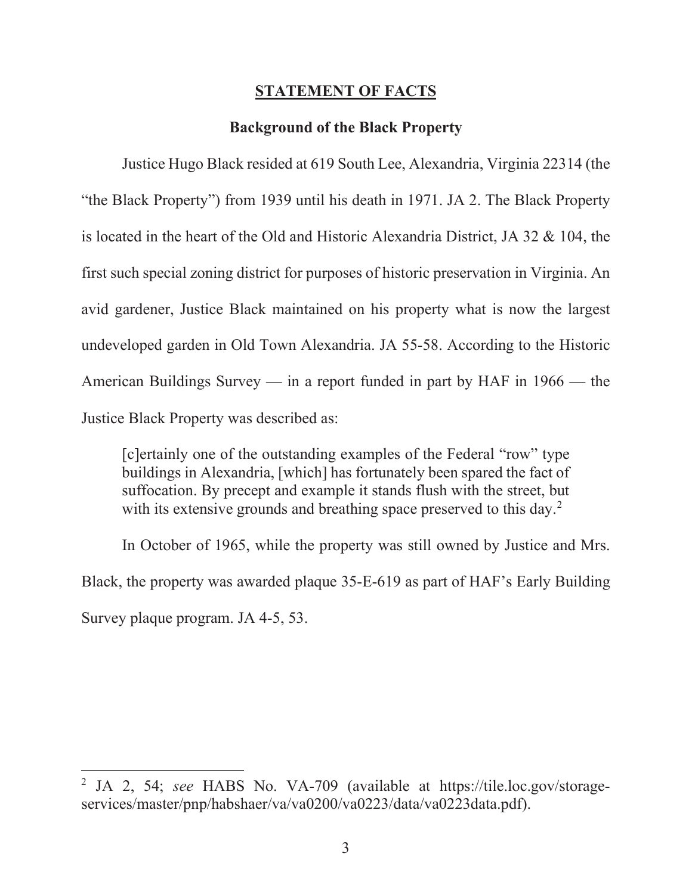## STATEMENT OF FACTS

### Background of the Black Property

Justice Hugo Black resided at 619 South Lee, Alexandria, Virginia 22314 (the "the Black Property") from 1939 until his death in 1971. JA 2. The Black Property is located in the heart of the Old and Historic Alexandria District, JA 32 & 104, the first such special zoning district for purposes of historic preservation in Virginia. An avid gardener, Justice Black maintained on his property what is now the largest undeveloped garden in Old Town Alexandria. JA 55-58. According to the Historic American Buildings Survey — in a report funded in part by HAF in 1966 — the Justice Black Property was described as:

> [c]ertainly one of the outstanding examples of the Federal "row" type buildings in Alexandria, [which] has fortunately been spared the fact of suffocation. By precept and example it stands flush with the street, but with its extensive grounds and breathing space preserved to this day.[2]

In October of 1965, while the property was still owned by Justice and Mrs. Black, the property was awarded plaque 35-E-619 as part of HAF's Early Building Survey plaque program. JA 4-5, 53.

---

[2] JA 2, 54; *see* HABS No. VA-709 (available at https://tile.loc.gov/storage-services/master/pnp/habshaer/va/va0200/va0223/data/va0223data.pdf).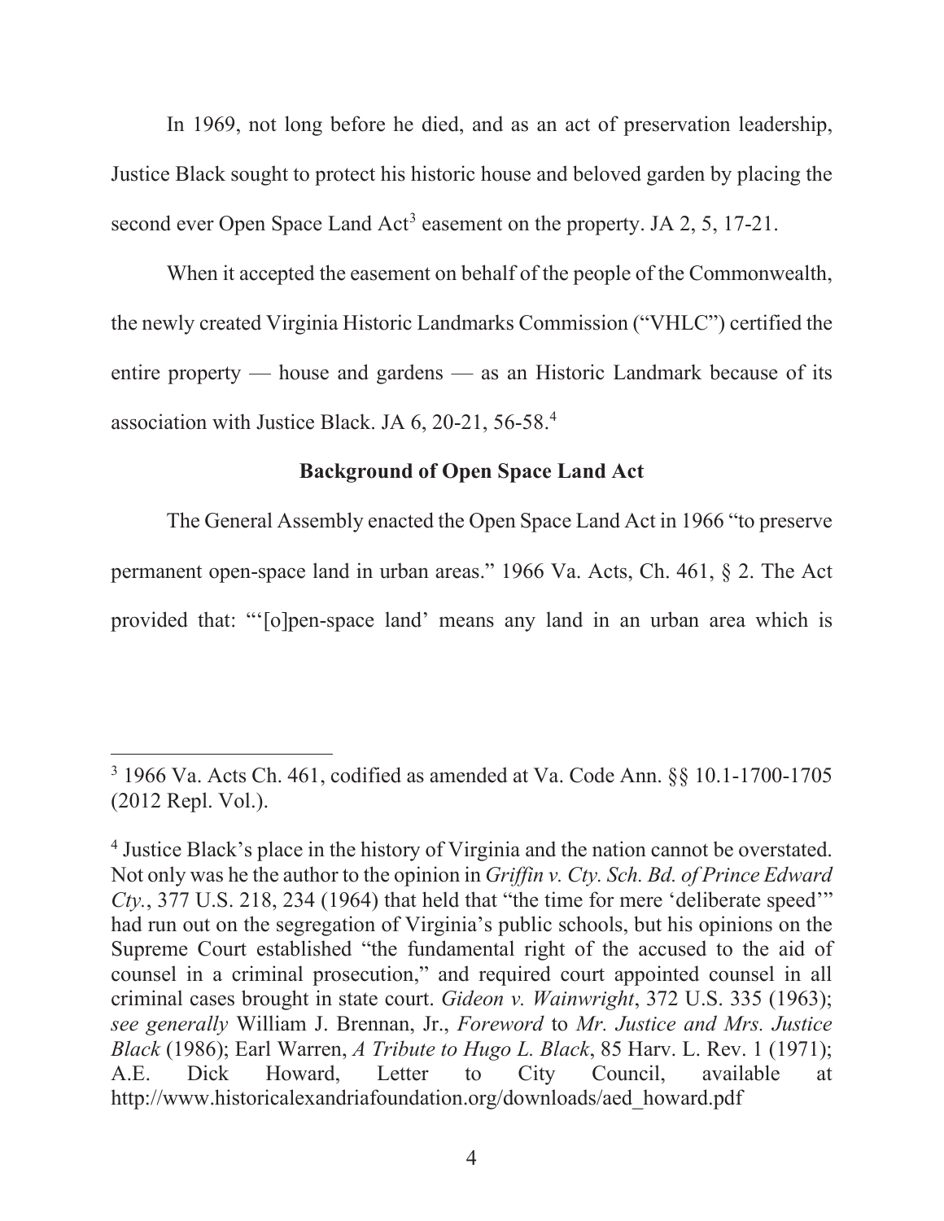In 1969, not long before he died, and as an act of preservation leadership, Justice Black sought to protect his historic house and beloved garden by placing the second ever Open Space Land Act[3] easement on the property. JA 2, 5, 17-21.

When it accepted the easement on behalf of the people of the Commonwealth, the newly created Virginia Historic Landmarks Commission ("VHLC") certified the entire property — house and gardens — as an Historic Landmark because of its association with Justice Black. JA 6, 20-21, 56-58.[4]

**Background of Open Space Land Act**

The General Assembly enacted the Open Space Land Act in 1966 "to preserve permanent open-space land in urban areas." 1966 Va. Acts, Ch. 461, § 2. The Act provided that: "'[o]pen-space land' means any land in an urban area which is

---

[3] 1966 Va. Acts Ch. 461, codified as amended at Va. Code Ann. §§ 10.1-1700-1705 (2012 Repl. Vol.).

[4] Justice Black's place in the history of Virginia and the nation cannot be overstated. Not only was he the author to the opinion in *Griffin v. Cty. Sch. Bd. of Prince Edward Cty.*, 377 U.S. 218, 234 (1964) that held that "the time for mere 'deliberate speed'" had run out on the segregation of Virginia's public schools, but his opinions on the Supreme Court established "the fundamental right of the accused to the aid of counsel in a criminal prosecution," and required court appointed counsel in all criminal cases brought in state court. *Gideon v. Wainwright*, 372 U.S. 335 (1963); *see generally* William J. Brennan, Jr., *Foreword* to *Mr. Justice and Mrs. Justice Black* (1986); Earl Warren, *A Tribute to Hugo L. Black*, 85 Harv. L. Rev. 1 (1971); A.E. Dick Howard, Letter to City Council, available at http://www.historicalexandriafoundation.org/downloads/aed_howard.pdf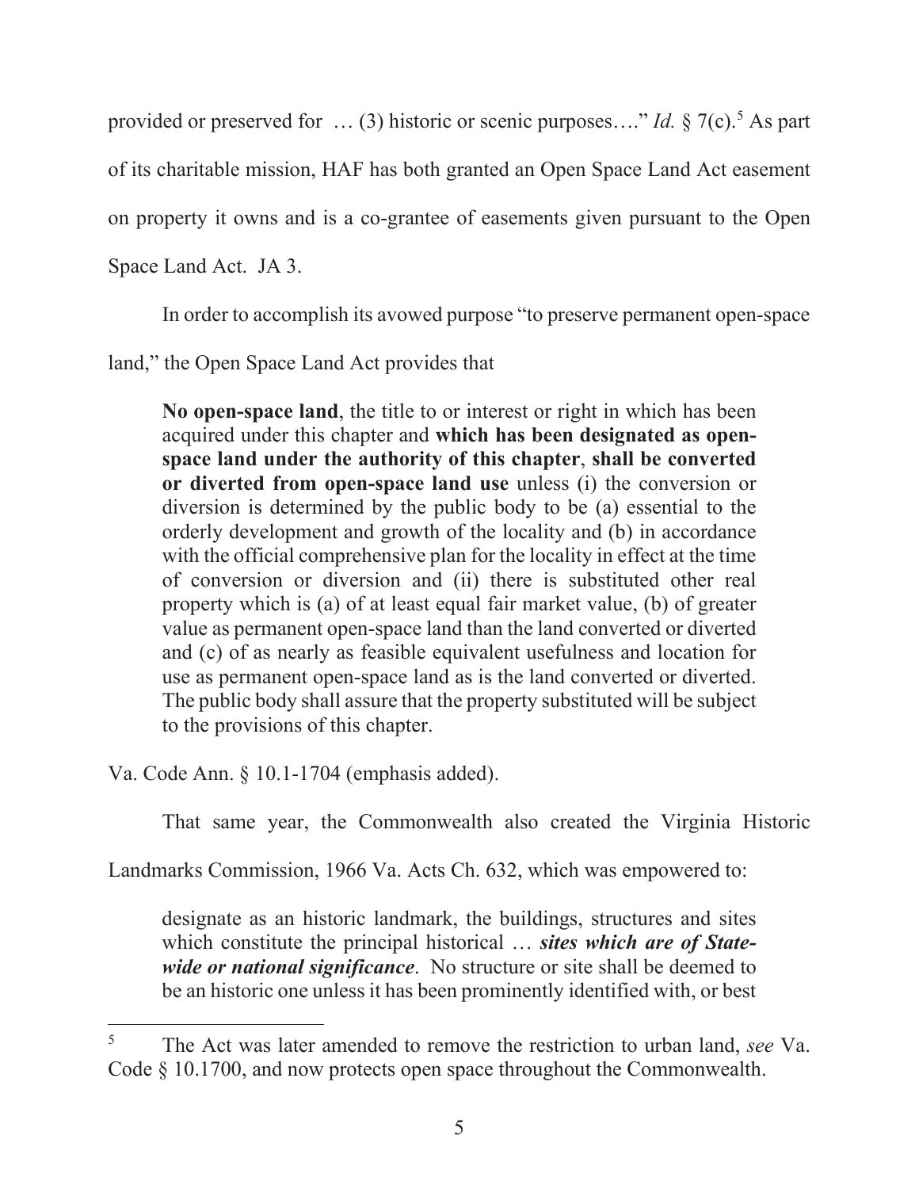provided or preserved for … (3) historic or scenic purposes…." *Id.* § 7(c).[5] As part of its charitable mission, HAF has both granted an Open Space Land Act easement on property it owns and is a co-grantee of easements given pursuant to the Open Space Land Act. JA 3.

In order to accomplish its avowed purpose "to preserve permanent open-space land," the Open Space Land Act provides that

> **No open-space land**, the title to or interest or right in which has been acquired under this chapter and **which has been designated as open-space land under the authority of this chapter**, **shall be converted or diverted from open-space land use** unless (i) the conversion or diversion is determined by the public body to be (a) essential to the orderly development and growth of the locality and (b) in accordance with the official comprehensive plan for the locality in effect at the time of conversion or diversion and (ii) there is substituted other real property which is (a) of at least equal fair market value, (b) of greater value as permanent open-space land than the land converted or diverted and (c) of as nearly as feasible equivalent usefulness and location for use as permanent open-space land as is the land converted or diverted. The public body shall assure that the property substituted will be subject to the provisions of this chapter.

Va. Code Ann. § 10.1-1704 (emphasis added).

That same year, the Commonwealth also created the Virginia Historic Landmarks Commission, 1966 Va. Acts Ch. 632, which was empowered to:

> designate as an historic landmark, the buildings, structures and sites which constitute the principal historical … ***sites which are of State-wide or national significance***. No structure or site shall be deemed to be an historic one unless it has been prominently identified with, or best

---

[5] The Act was later amended to remove the restriction to urban land, *see* Va. Code § 10.1700, and now protects open space throughout the Commonwealth.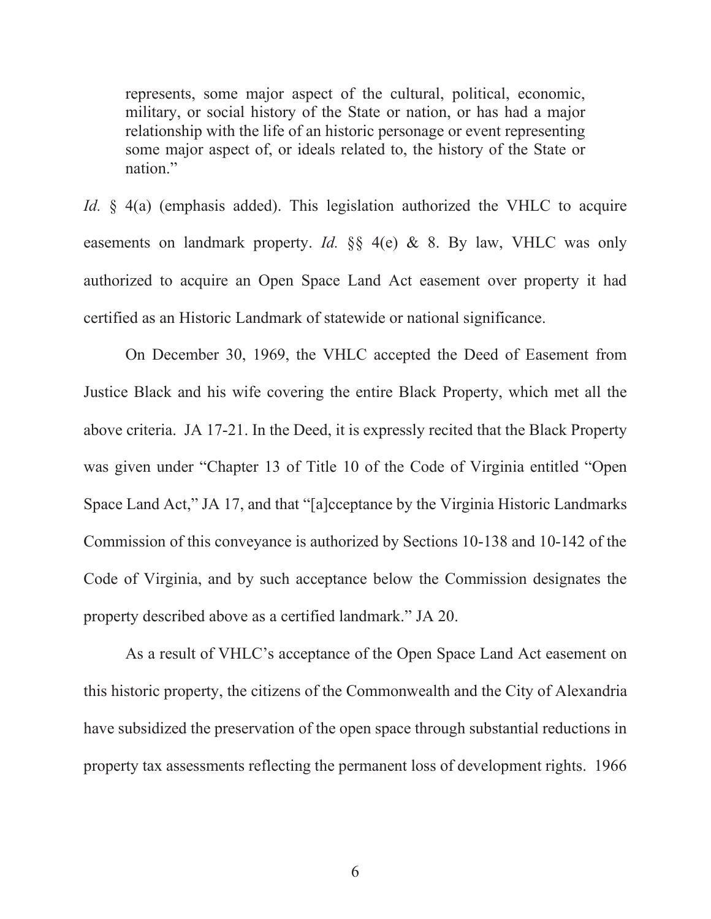> represents, some major aspect of the cultural, political, economic, military, or social history of the State or nation, or has had a major relationship with the life of an historic personage or event representing some major aspect of, or ideals related to, the history of the State or nation."

*Id.* § 4(a) (emphasis added). This legislation authorized the VHLC to acquire easements on landmark property. *Id.* §§ 4(e) & 8. By law, VHLC was only authorized to acquire an Open Space Land Act easement over property it had certified as an Historic Landmark of statewide or national significance.

On December 30, 1969, the VHLC accepted the Deed of Easement from Justice Black and his wife covering the entire Black Property, which met all the above criteria. JA 17-21. In the Deed, it is expressly recited that the Black Property was given under "Chapter 13 of Title 10 of the Code of Virginia entitled "Open Space Land Act," JA 17, and that "[a]cceptance by the Virginia Historic Landmarks Commission of this conveyance is authorized by Sections 10-138 and 10-142 of the Code of Virginia, and by such acceptance below the Commission designates the property described above as a certified landmark." JA 20.

As a result of VHLC's acceptance of the Open Space Land Act easement on this historic property, the citizens of the Commonwealth and the City of Alexandria have subsidized the preservation of the open space through substantial reductions in property tax assessments reflecting the permanent loss of development rights. 1966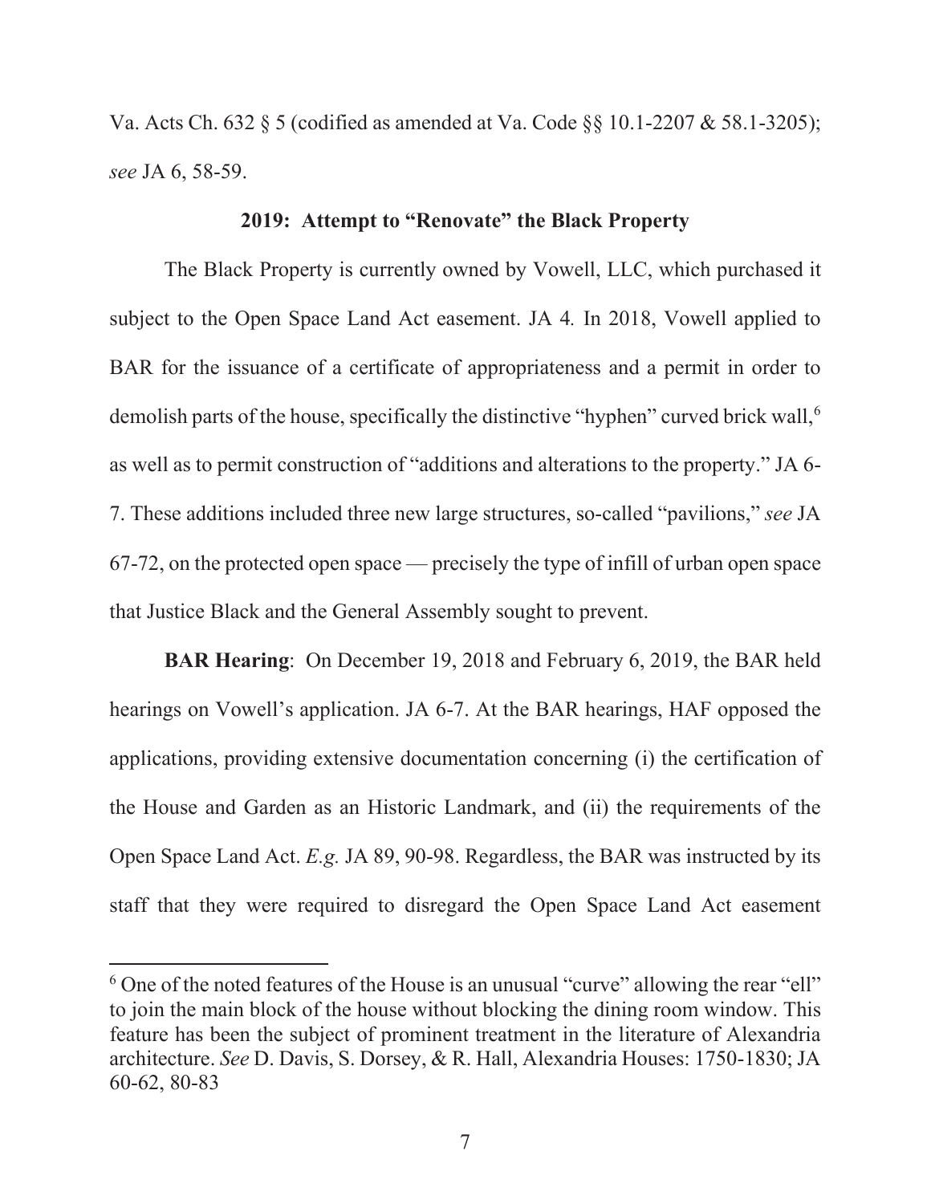Va. Acts Ch. 632 § 5 (codified as amended at Va. Code §§ 10.1-2207 & 58.1-3205); *see* JA 6, 58-59.

### 2019: Attempt to "Renovate" the Black Property

The Black Property is currently owned by Vowell, LLC, which purchased it subject to the Open Space Land Act easement. JA 4. In 2018, Vowell applied to BAR for the issuance of a certificate of appropriateness and a permit in order to demolish parts of the house, specifically the distinctive "hyphen" curved brick wall,[6] as well as to permit construction of "additions and alterations to the property." JA 6-7. These additions included three new large structures, so-called "pavilions," *see* JA 67-72, on the protected open space — precisely the type of infill of urban open space that Justice Black and the General Assembly sought to prevent.

**BAR Hearing**: On December 19, 2018 and February 6, 2019, the BAR held hearings on Vowell's application. JA 6-7. At the BAR hearings, HAF opposed the applications, providing extensive documentation concerning (i) the certification of the House and Garden as an Historic Landmark, and (ii) the requirements of the Open Space Land Act. *E.g.* JA 89, 90-98. Regardless, the BAR was instructed by its staff that they were required to disregard the Open Space Land Act easement

---

[6] One of the noted features of the House is an unusual "curve" allowing the rear "ell" to join the main block of the house without blocking the dining room window. This feature has been the subject of prominent treatment in the literature of Alexandria architecture. *See* D. Davis, S. Dorsey, & R. Hall, Alexandria Houses: 1750-1830; JA 60-62, 80-83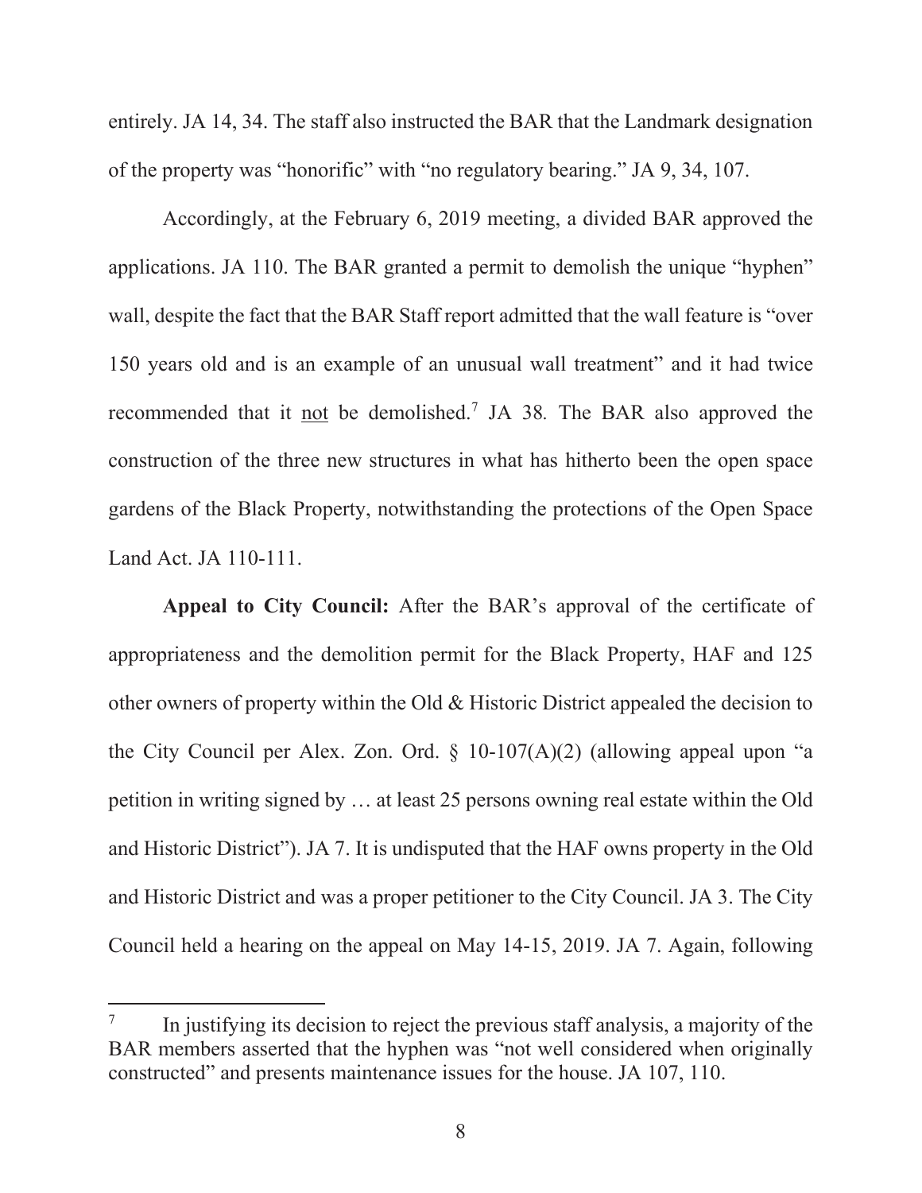entirely. JA 14, 34. The staff also instructed the BAR that the Landmark designation of the property was "honorific" with "no regulatory bearing." JA 9, 34, 107.

Accordingly, at the February 6, 2019 meeting, a divided BAR approved the applications. JA 110. The BAR granted a permit to demolish the unique "hyphen" wall, despite the fact that the BAR Staff report admitted that the wall feature is "over 150 years old and is an example of an unusual wall treatment" and it had twice recommended that it not be demolished.[7] JA 38. The BAR also approved the construction of the three new structures in what has hitherto been the open space gardens of the Black Property, notwithstanding the protections of the Open Space Land Act. JA 110-111.

**Appeal to City Council:** After the BAR's approval of the certificate of appropriateness and the demolition permit for the Black Property, HAF and 125 other owners of property within the Old & Historic District appealed the decision to the City Council per Alex. Zon. Ord. § 10-107(A)(2) (allowing appeal upon "a petition in writing signed by … at least 25 persons owning real estate within the Old and Historic District"). JA 7. It is undisputed that the HAF owns property in the Old and Historic District and was a proper petitioner to the City Council. JA 3. The City Council held a hearing on the appeal on May 14-15, 2019. JA 7. Again, following

---

[7] In justifying its decision to reject the previous staff analysis, a majority of the BAR members asserted that the hyphen was "not well considered when originally constructed" and presents maintenance issues for the house. JA 107, 110.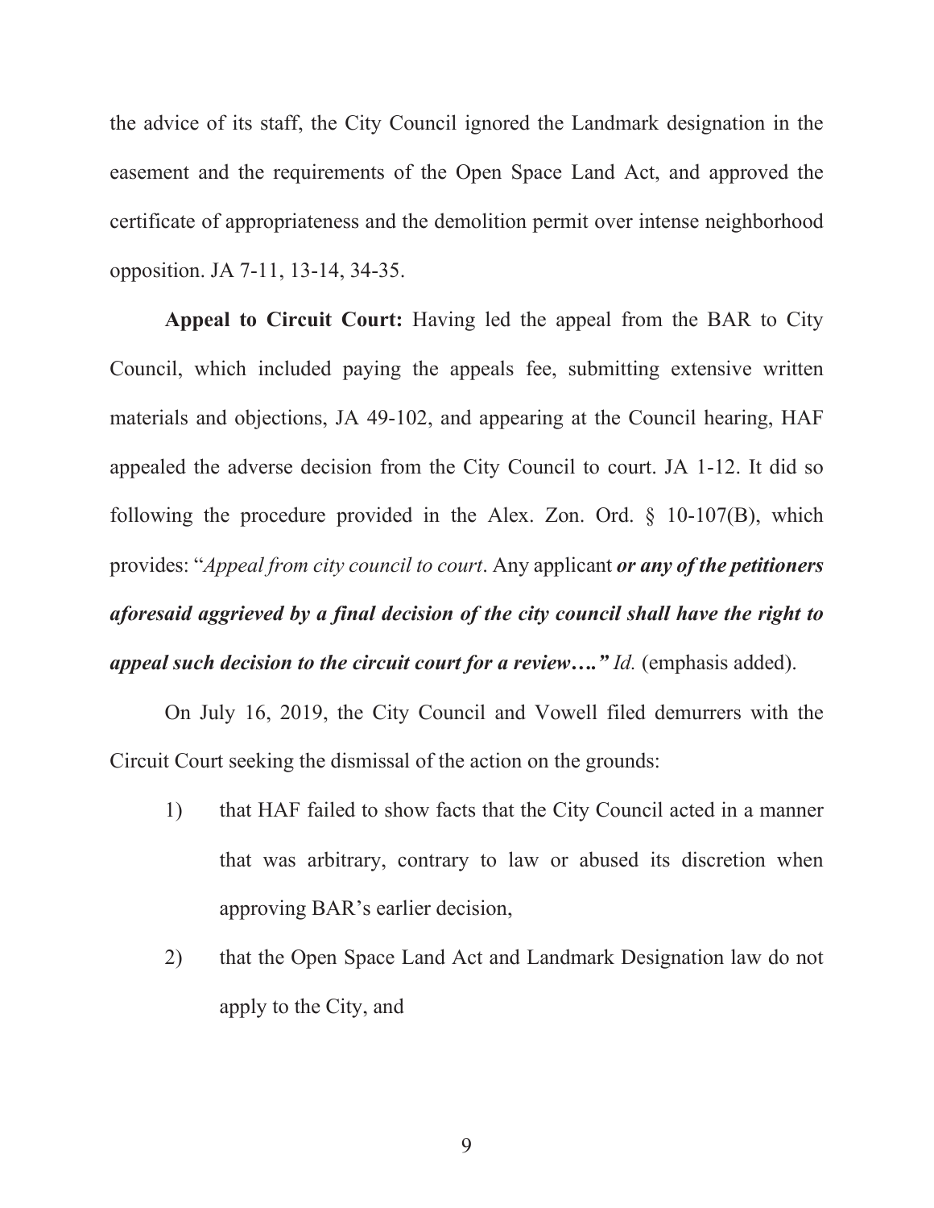the advice of its staff, the City Council ignored the Landmark designation in the easement and the requirements of the Open Space Land Act, and approved the certificate of appropriateness and the demolition permit over intense neighborhood opposition. JA 7-11, 13-14, 34-35.

**Appeal to Circuit Court:** Having led the appeal from the BAR to City Council, which included paying the appeals fee, submitting extensive written materials and objections, JA 49-102, and appearing at the Council hearing, HAF appealed the adverse decision from the City Council to court. JA 1-12. It did so following the procedure provided in the Alex. Zon. Ord. § 10-107(B), which provides: "*Appeal from city council to court*. Any applicant ***or any of the petitioners aforesaid aggrieved by a final decision of the city council shall have the right to appeal such decision to the circuit court for a review…."*** *Id.* (emphasis added).

On July 16, 2019, the City Council and Vowell filed demurrers with the Circuit Court seeking the dismissal of the action on the grounds:

1) that HAF failed to show facts that the City Council acted in a manner that was arbitrary, contrary to law or abused its discretion when approving BAR's earlier decision,

2) that the Open Space Land Act and Landmark Designation law do not apply to the City, and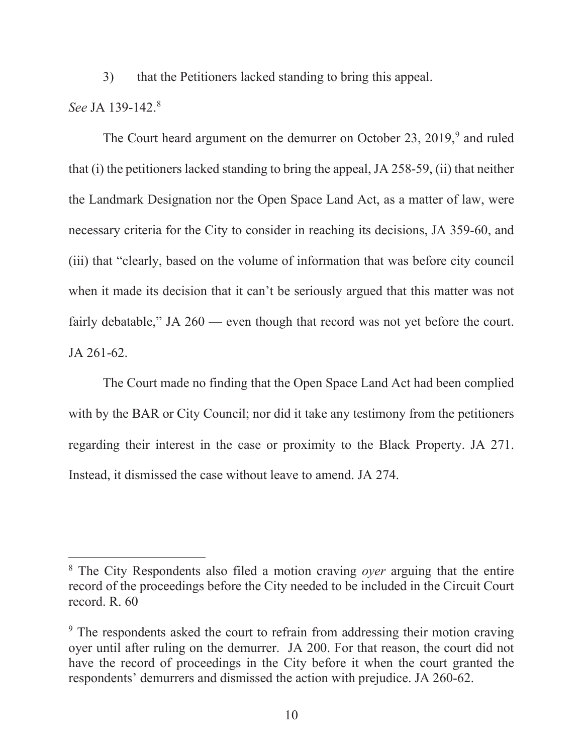3) that the Petitioners lacked standing to bring this appeal.

*See* JA 139-142.[8]

The Court heard argument on the demurrer on October 23, 2019,[9] and ruled that (i) the petitioners lacked standing to bring the appeal, JA 258-59, (ii) that neither the Landmark Designation nor the Open Space Land Act, as a matter of law, were necessary criteria for the City to consider in reaching its decisions, JA 359-60, and (iii) that "clearly, based on the volume of information that was before city council when it made its decision that it can't be seriously argued that this matter was not fairly debatable," JA 260 — even though that record was not yet before the court. JA 261-62.

The Court made no finding that the Open Space Land Act had been complied with by the BAR or City Council; nor did it take any testimony from the petitioners regarding their interest in the case or proximity to the Black Property. JA 271. Instead, it dismissed the case without leave to amend. JA 274.

---

[8] The City Respondents also filed a motion craving *oyer* arguing that the entire record of the proceedings before the City needed to be included in the Circuit Court record. R. 60

[9] The respondents asked the court to refrain from addressing their motion craving oyer until after ruling on the demurrer. JA 200. For that reason, the court did not have the record of proceedings in the City before it when the court granted the respondents' demurrers and dismissed the action with prejudice. JA 260-62.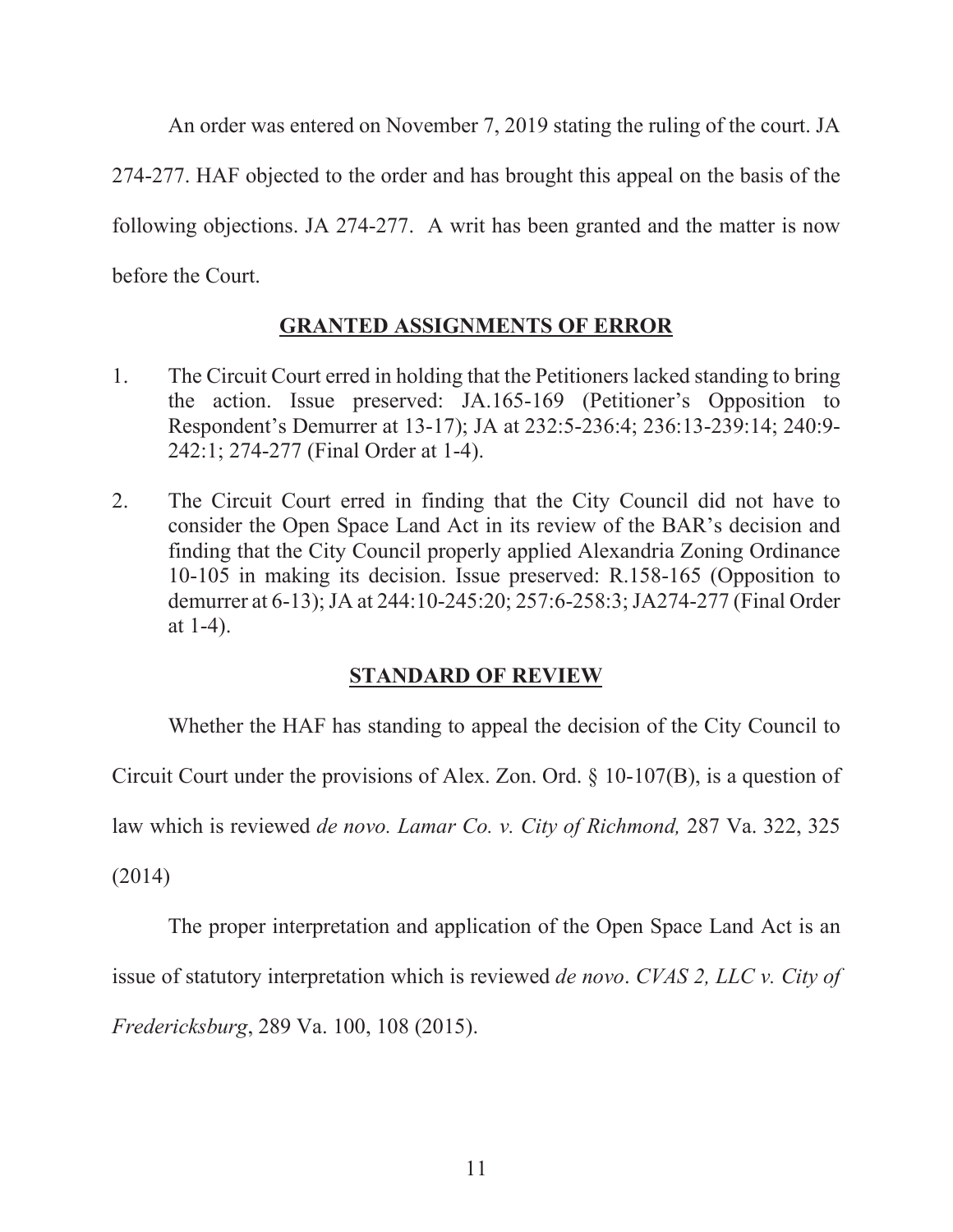An order was entered on November 7, 2019 stating the ruling of the court. JA 274-277. HAF objected to the order and has brought this appeal on the basis of the following objections. JA 274-277. A writ has been granted and the matter is now before the Court.

## GRANTED ASSIGNMENTS OF ERROR

1. The Circuit Court erred in holding that the Petitioners lacked standing to bring the action. Issue preserved: JA.165-169 (Petitioner's Opposition to Respondent's Demurrer at 13-17); JA at 232:5-236:4; 236:13-239:14; 240:9-242:1; 274-277 (Final Order at 1-4).

2. The Circuit Court erred in finding that the City Council did not have to consider the Open Space Land Act in its review of the BAR's decision and finding that the City Council properly applied Alexandria Zoning Ordinance 10-105 in making its decision. Issue preserved: R.158-165 (Opposition to demurrer at 6-13); JA at 244:10-245:20; 257:6-258:3; JA274-277 (Final Order at 1-4).

## STANDARD OF REVIEW

Whether the HAF has standing to appeal the decision of the City Council to Circuit Court under the provisions of Alex. Zon. Ord. § 10-107(B), is a question of law which is reviewed *de novo. Lamar Co. v. City of Richmond,* 287 Va. 322, 325 (2014)

The proper interpretation and application of the Open Space Land Act is an issue of statutory interpretation which is reviewed *de novo*. *CVAS 2, LLC v. City of Fredericksburg*, 289 Va. 100, 108 (2015).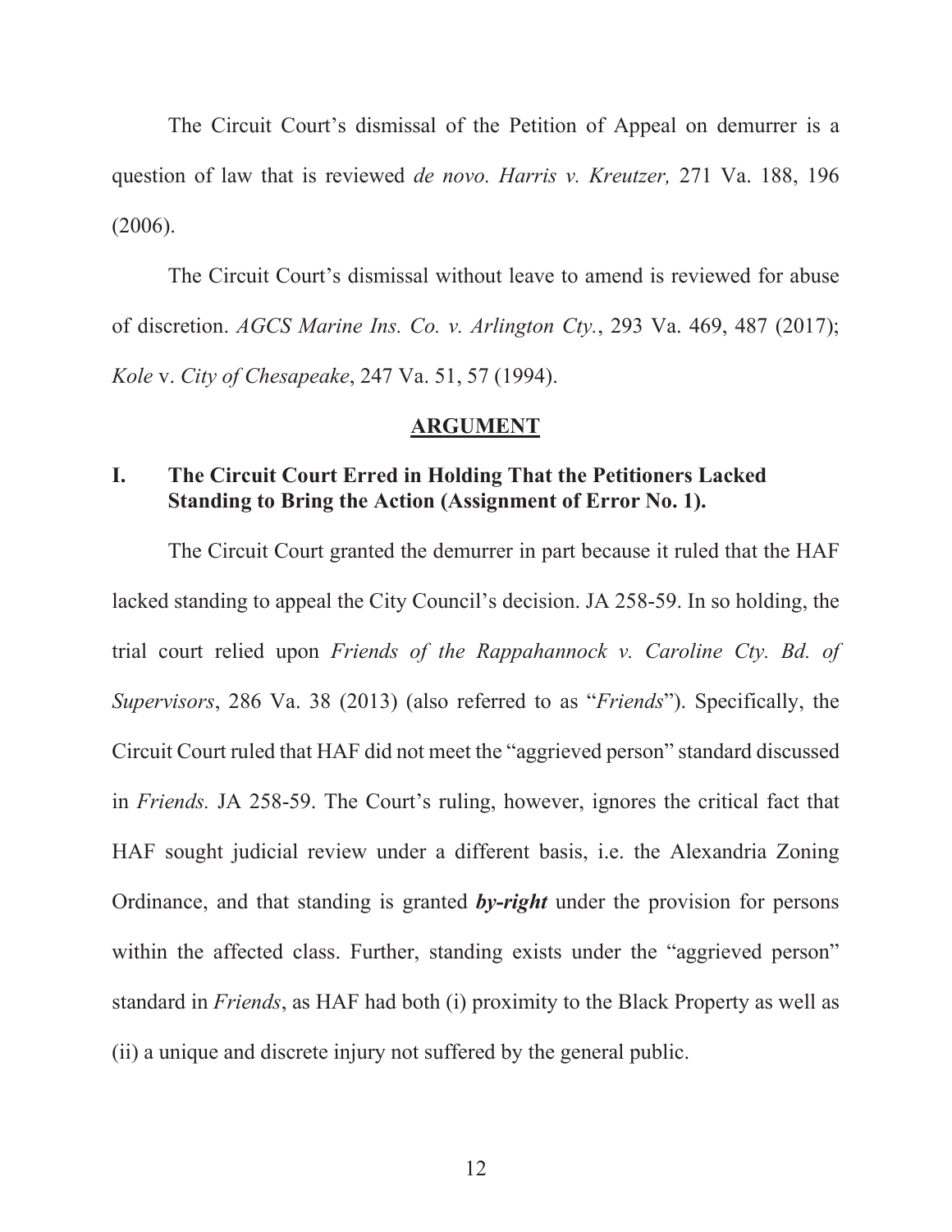The Circuit Court's dismissal of the Petition of Appeal on demurrer is a question of law that is reviewed *de novo. Harris v. Kreutzer,* 271 Va. 188, 196 (2006).

The Circuit Court's dismissal without leave to amend is reviewed for abuse of discretion. *AGCS Marine Ins. Co. v. Arlington Cty.*, 293 Va. 469, 487 (2017); *Kole* v. *City of Chesapeake*, 247 Va. 51, 57 (1994).

## ARGUMENT

### I. The Circuit Court Erred in Holding That the Petitioners Lacked Standing to Bring the Action (Assignment of Error No. 1).

The Circuit Court granted the demurrer in part because it ruled that the HAF lacked standing to appeal the City Council's decision. JA 258-59. In so holding, the trial court relied upon *Friends of the Rappahannock v. Caroline Cty. Bd. of Supervisors*, 286 Va. 38 (2013) (also referred to as "*Friends*"). Specifically, the Circuit Court ruled that HAF did not meet the "aggrieved person" standard discussed in *Friends.* JA 258-59. The Court's ruling, however, ignores the critical fact that HAF sought judicial review under a different basis, i.e. the Alexandria Zoning Ordinance, and that standing is granted ***by-right*** under the provision for persons within the affected class. Further, standing exists under the "aggrieved person" standard in *Friends*, as HAF had both (i) proximity to the Black Property as well as (ii) a unique and discrete injury not suffered by the general public.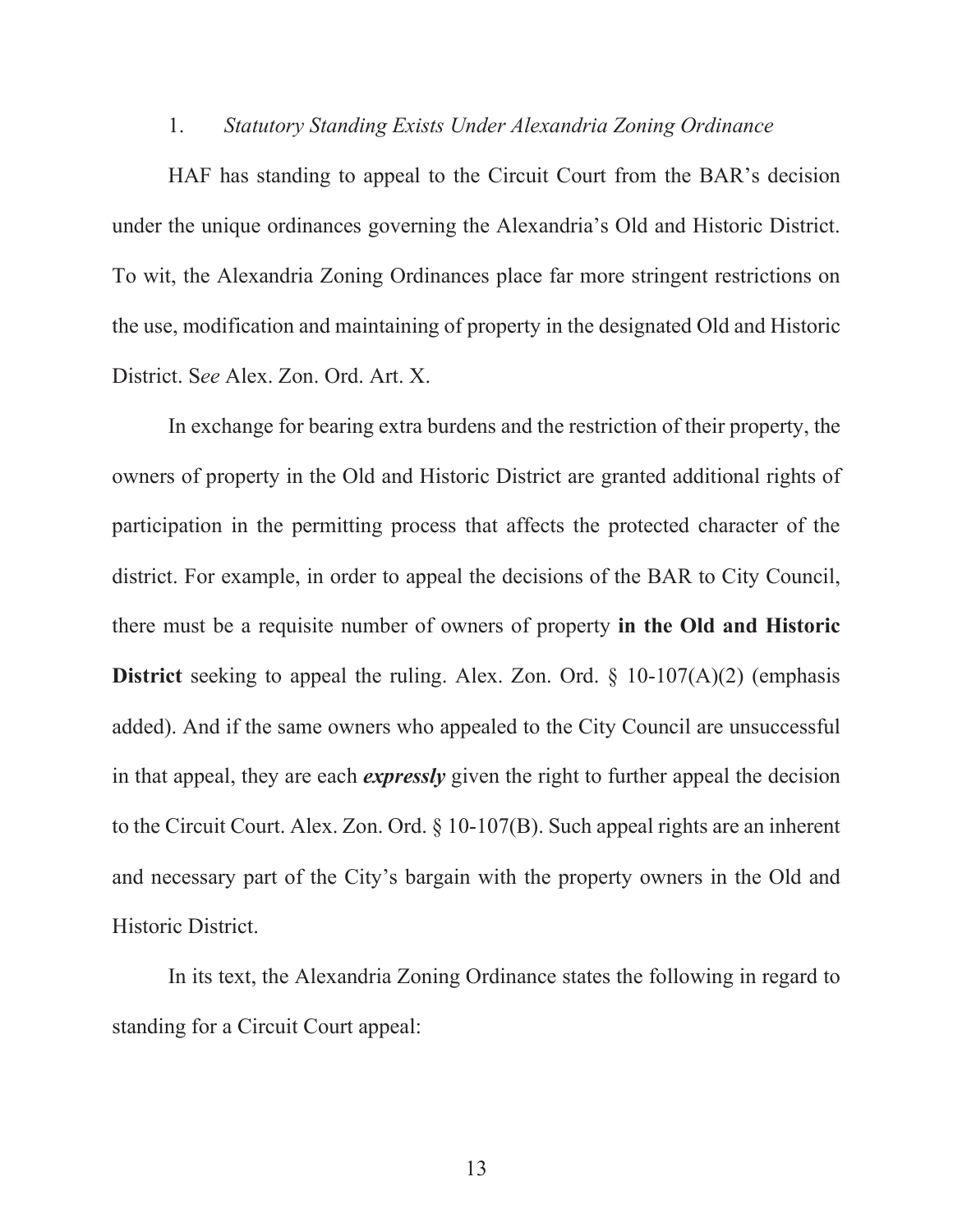1. *Statutory Standing Exists Under Alexandria Zoning Ordinance*

HAF has standing to appeal to the Circuit Court from the BAR's decision under the unique ordinances governing the Alexandria's Old and Historic District. To wit, the Alexandria Zoning Ordinances place far more stringent restrictions on the use, modification and maintaining of property in the designated Old and Historic District. S*ee* Alex. Zon. Ord. Art. X.

In exchange for bearing extra burdens and the restriction of their property, the owners of property in the Old and Historic District are granted additional rights of participation in the permitting process that affects the protected character of the district. For example, in order to appeal the decisions of the BAR to City Council, there must be a requisite number of owners of property **in the Old and Historic District** seeking to appeal the ruling. Alex. Zon. Ord. § 10-107(A)(2) (emphasis added). And if the same owners who appealed to the City Council are unsuccessful in that appeal, they are each ***expressly*** given the right to further appeal the decision to the Circuit Court. Alex. Zon. Ord. § 10-107(B). Such appeal rights are an inherent and necessary part of the City's bargain with the property owners in the Old and Historic District.

In its text, the Alexandria Zoning Ordinance states the following in regard to standing for a Circuit Court appeal: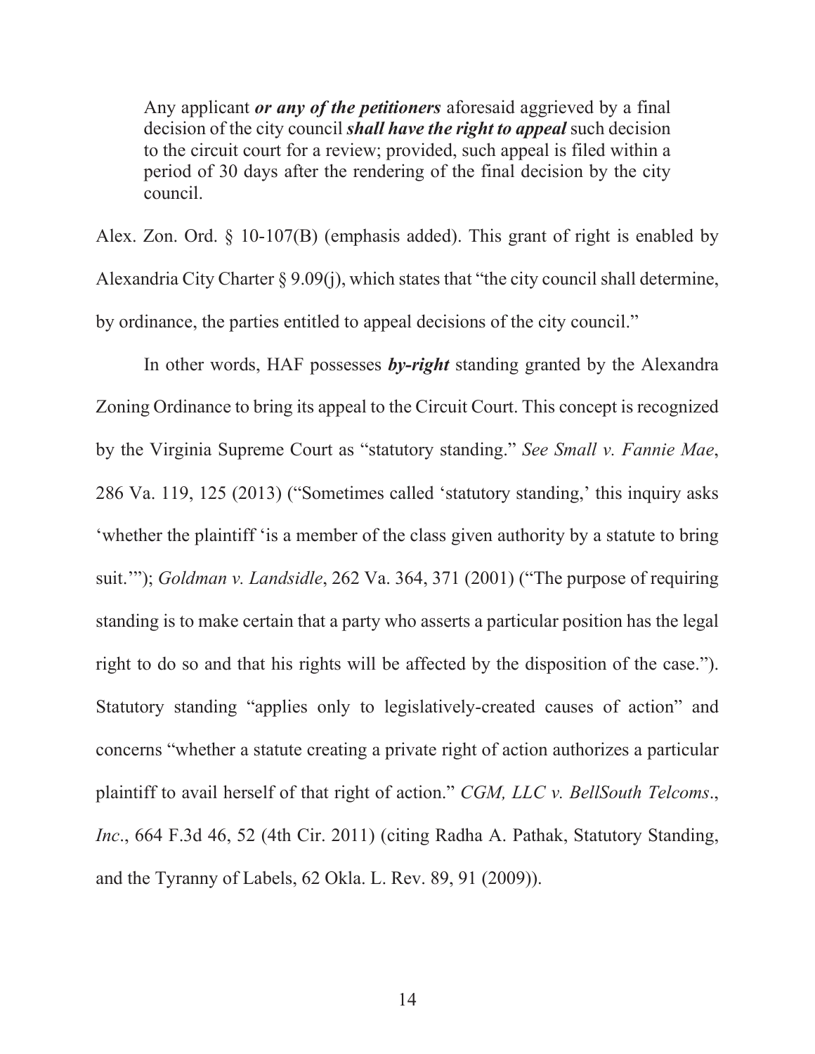> Any applicant ***or any of the petitioners*** aforesaid aggrieved by a final decision of the city council ***shall have the right to appeal*** such decision to the circuit court for a review; provided, such appeal is filed within a period of 30 days after the rendering of the final decision by the city council.

Alex. Zon. Ord. § 10-107(B) (emphasis added). This grant of right is enabled by Alexandria City Charter § 9.09(j), which states that "the city council shall determine, by ordinance, the parties entitled to appeal decisions of the city council."

In other words, HAF possesses ***by-right*** standing granted by the Alexandra Zoning Ordinance to bring its appeal to the Circuit Court. This concept is recognized by the Virginia Supreme Court as "statutory standing." *See Small v. Fannie Mae*, 286 Va. 119, 125 (2013) ("Sometimes called 'statutory standing,' this inquiry asks 'whether the plaintiff 'is a member of the class given authority by a statute to bring suit.'"); *Goldman v. Landsidle*, 262 Va. 364, 371 (2001) ("The purpose of requiring standing is to make certain that a party who asserts a particular position has the legal right to do so and that his rights will be affected by the disposition of the case."). Statutory standing "applies only to legislatively-created causes of action" and concerns "whether a statute creating a private right of action authorizes a particular plaintiff to avail herself of that right of action." *CGM, LLC v. BellSouth Telcoms., Inc.*, 664 F.3d 46, 52 (4th Cir. 2011) (citing Radha A. Pathak, Statutory Standing, and the Tyranny of Labels, 62 Okla. L. Rev. 89, 91 (2009)).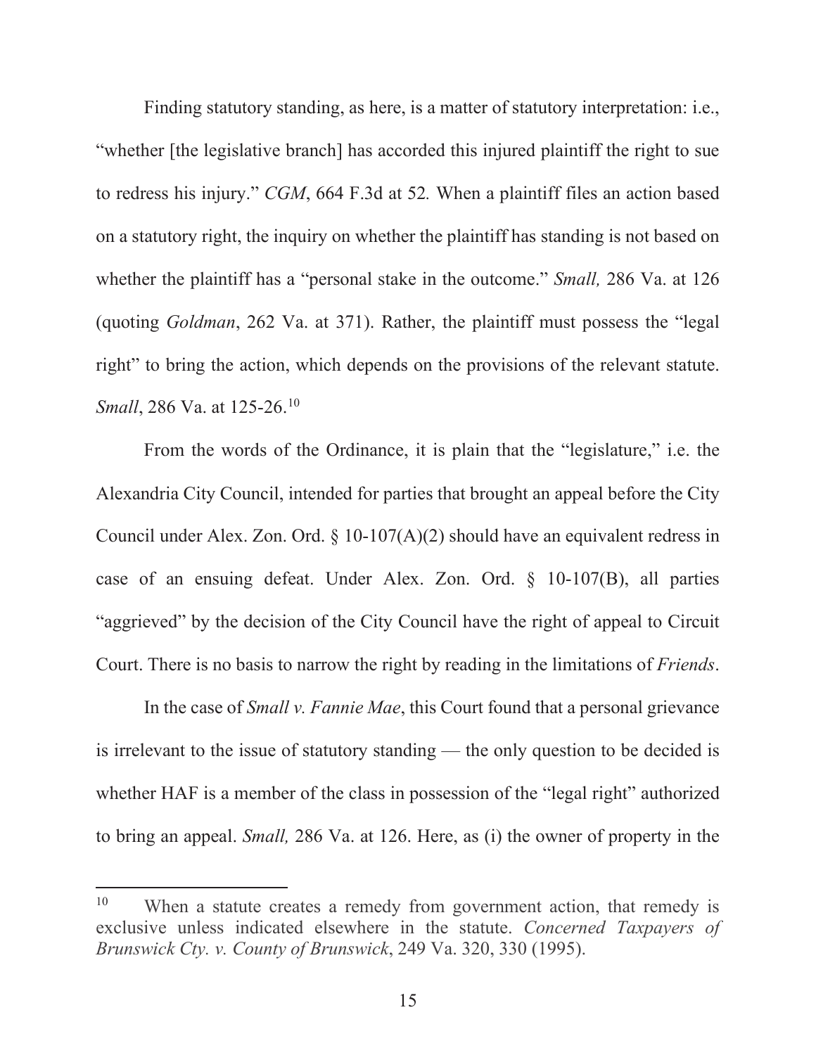Finding statutory standing, as here, is a matter of statutory interpretation: i.e., "whether [the legislative branch] has accorded this injured plaintiff the right to sue to redress his injury." *CGM*, 664 F.3d at 52. When a plaintiff files an action based on a statutory right, the inquiry on whether the plaintiff has standing is not based on whether the plaintiff has a "personal stake in the outcome." *Small,* 286 Va. at 126 (quoting *Goldman*, 262 Va. at 371). Rather, the plaintiff must possess the "legal right" to bring the action, which depends on the provisions of the relevant statute. *Small*, 286 Va. at 125-26.[10]

From the words of the Ordinance, it is plain that the "legislature," i.e. the Alexandria City Council, intended for parties that brought an appeal before the City Council under Alex. Zon. Ord. § 10-107(A)(2) should have an equivalent redress in case of an ensuing defeat. Under Alex. Zon. Ord. § 10-107(B), all parties "aggrieved" by the decision of the City Council have the right of appeal to Circuit Court. There is no basis to narrow the right by reading in the limitations of *Friends*.

In the case of *Small v. Fannie Mae*, this Court found that a personal grievance is irrelevant to the issue of statutory standing — the only question to be decided is whether HAF is a member of the class in possession of the "legal right" authorized to bring an appeal. *Small,* 286 Va. at 126. Here, as (i) the owner of property in the

---

[10] When a statute creates a remedy from government action, that remedy is exclusive unless indicated elsewhere in the statute. *Concerned Taxpayers of Brunswick Cty. v. County of Brunswick*, 249 Va. 320, 330 (1995).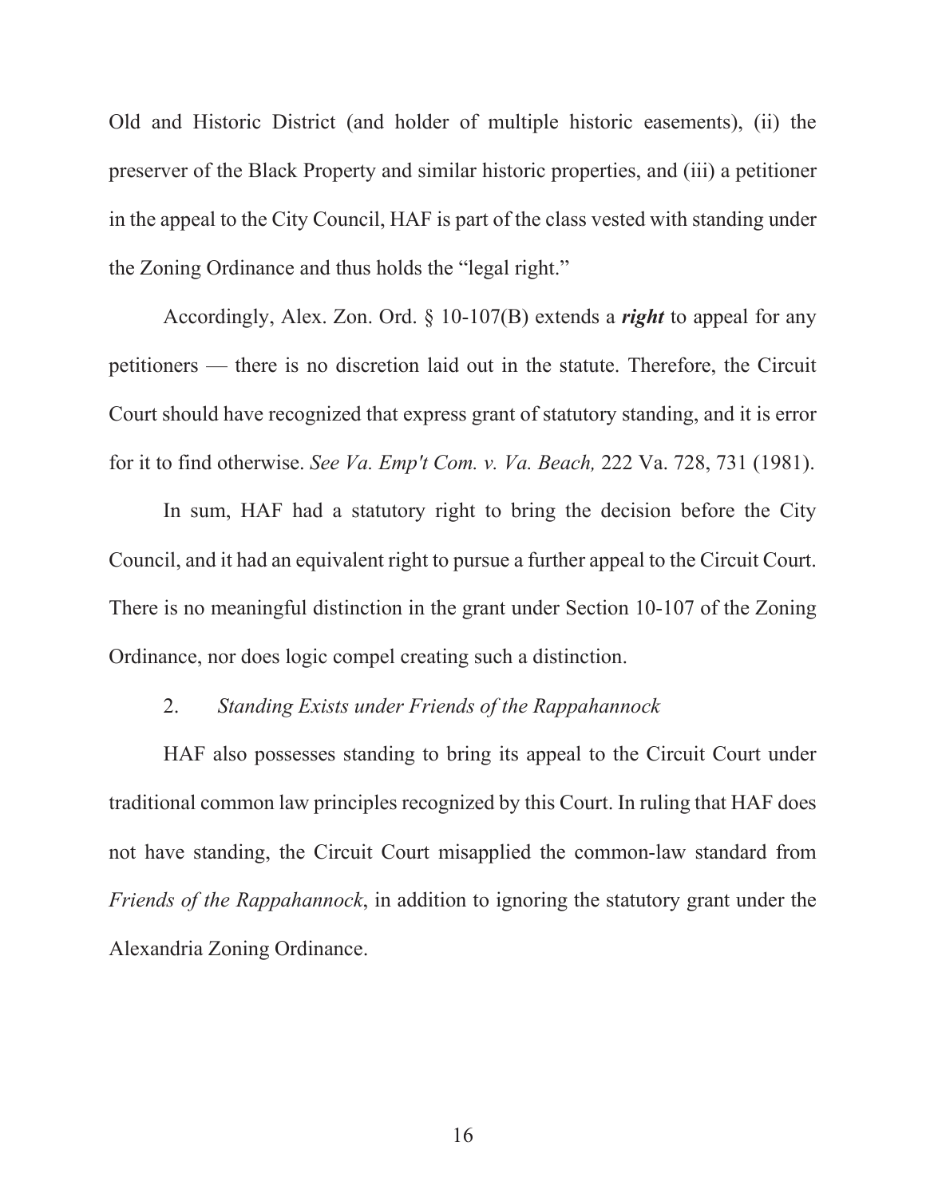Old and Historic District (and holder of multiple historic easements), (ii) the preserver of the Black Property and similar historic properties, and (iii) a petitioner in the appeal to the City Council, HAF is part of the class vested with standing under the Zoning Ordinance and thus holds the "legal right."

Accordingly, Alex. Zon. Ord. § 10-107(B) extends a ***right*** to appeal for any petitioners — there is no discretion laid out in the statute. Therefore, the Circuit Court should have recognized that express grant of statutory standing, and it is error for it to find otherwise. *See Va. Emp't Com. v. Va. Beach,* 222 Va. 728, 731 (1981).

In sum, HAF had a statutory right to bring the decision before the City Council, and it had an equivalent right to pursue a further appeal to the Circuit Court. There is no meaningful distinction in the grant under Section 10-107 of the Zoning Ordinance, nor does logic compel creating such a distinction.

2. *Standing Exists under Friends of the Rappahannock*

HAF also possesses standing to bring its appeal to the Circuit Court under traditional common law principles recognized by this Court. In ruling that HAF does not have standing, the Circuit Court misapplied the common-law standard from *Friends of the Rappahannock*, in addition to ignoring the statutory grant under the Alexandria Zoning Ordinance.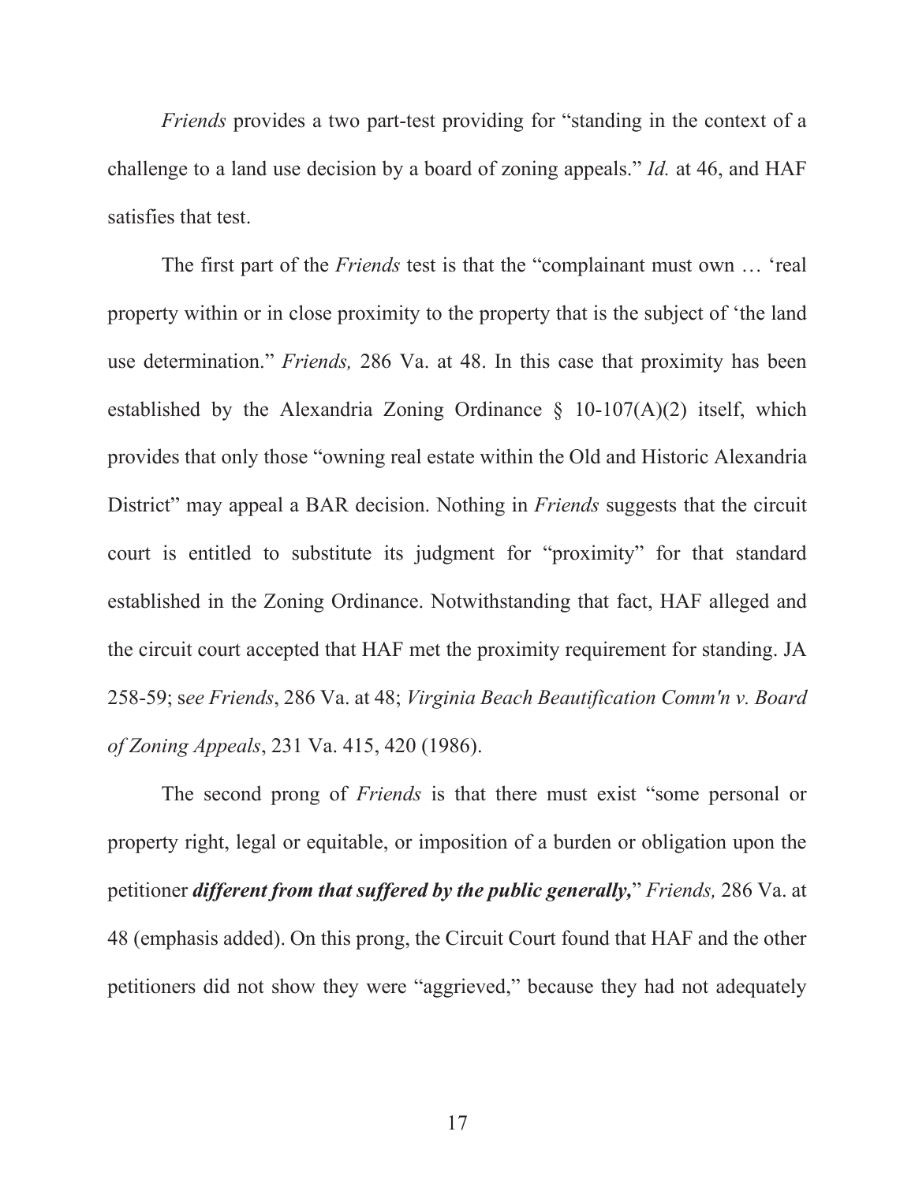*Friends* provides a two part-test providing for "standing in the context of a challenge to a land use decision by a board of zoning appeals." *Id.* at 46, and HAF satisfies that test.

The first part of the *Friends* test is that the "complainant must own … 'real property within or in close proximity to the property that is the subject of 'the land use determination." *Friends,* 286 Va. at 48. In this case that proximity has been established by the Alexandria Zoning Ordinance § 10-107(A)(2) itself, which provides that only those "owning real estate within the Old and Historic Alexandria District" may appeal a BAR decision. Nothing in *Friends* suggests that the circuit court is entitled to substitute its judgment for "proximity" for that standard established in the Zoning Ordinance. Notwithstanding that fact, HAF alleged and the circuit court accepted that HAF met the proximity requirement for standing. JA 258-59; s*ee Friends*, 286 Va. at 48; *Virginia Beach Beautification Comm'n v. Board of Zoning Appeals*, 231 Va. 415, 420 (1986).

The second prong of *Friends* is that there must exist "some personal or property right, legal or equitable, or imposition of a burden or obligation upon the petitioner ***different from that suffered by the public generally,***" *Friends,* 286 Va. at 48 (emphasis added). On this prong, the Circuit Court found that HAF and the other petitioners did not show they were "aggrieved," because they had not adequately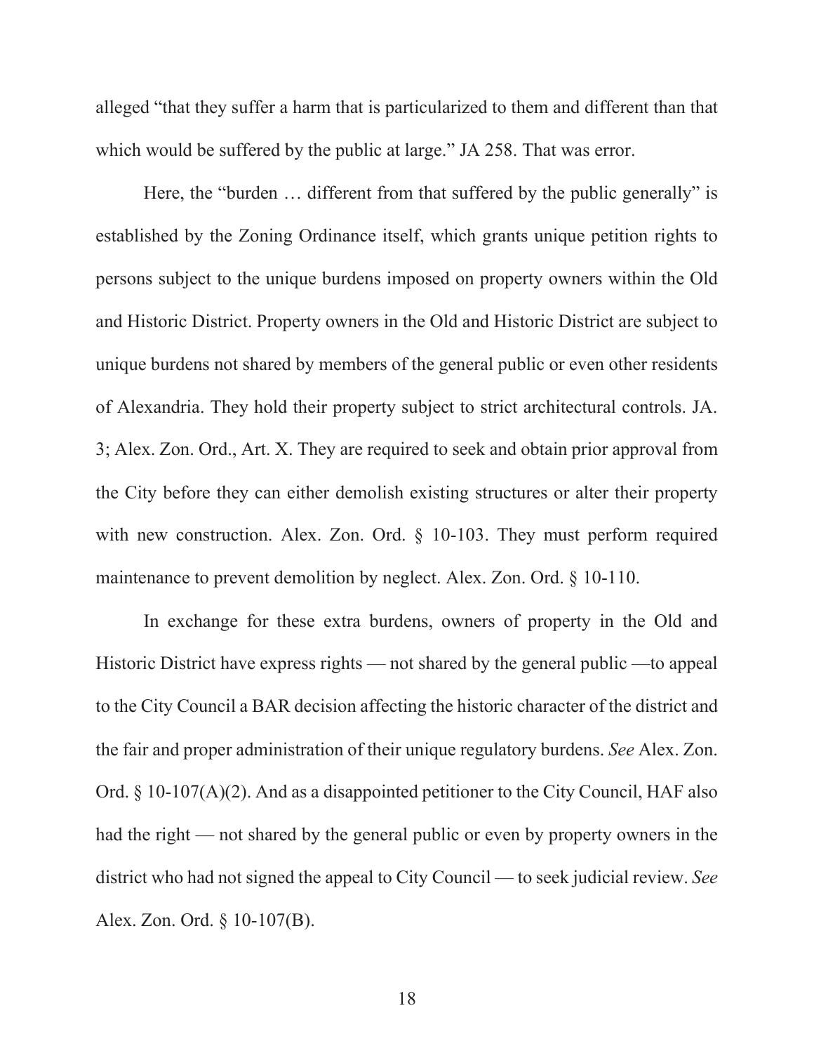alleged "that they suffer a harm that is particularized to them and different than that which would be suffered by the public at large." JA 258. That was error.

Here, the "burden … different from that suffered by the public generally" is established by the Zoning Ordinance itself, which grants unique petition rights to persons subject to the unique burdens imposed on property owners within the Old and Historic District. Property owners in the Old and Historic District are subject to unique burdens not shared by members of the general public or even other residents of Alexandria. They hold their property subject to strict architectural controls. JA. 3; Alex. Zon. Ord., Art. X. They are required to seek and obtain prior approval from the City before they can either demolish existing structures or alter their property with new construction. Alex. Zon. Ord. § 10-103. They must perform required maintenance to prevent demolition by neglect. Alex. Zon. Ord. § 10-110.

In exchange for these extra burdens, owners of property in the Old and Historic District have express rights — not shared by the general public —to appeal to the City Council a BAR decision affecting the historic character of the district and the fair and proper administration of their unique regulatory burdens. *See* Alex. Zon. Ord. § 10-107(A)(2). And as a disappointed petitioner to the City Council, HAF also had the right — not shared by the general public or even by property owners in the district who had not signed the appeal to City Council — to seek judicial review. *See* Alex. Zon. Ord. § 10-107(B).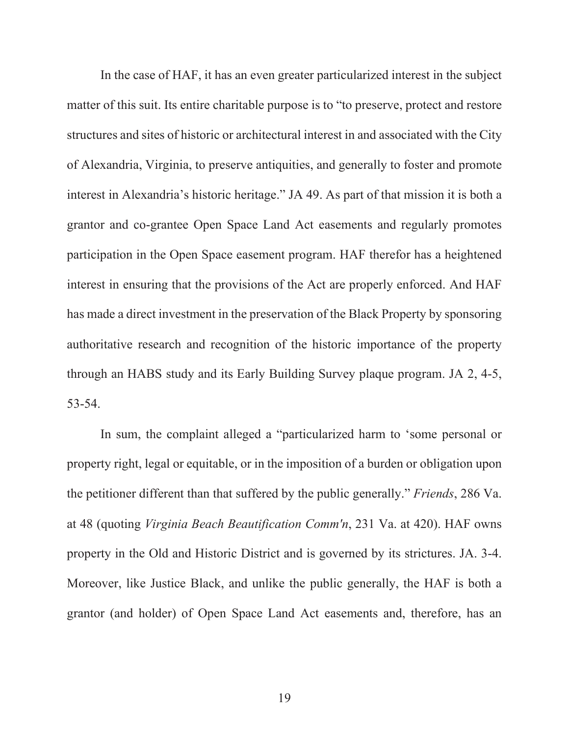In the case of HAF, it has an even greater particularized interest in the subject matter of this suit. Its entire charitable purpose is to "to preserve, protect and restore structures and sites of historic or architectural interest in and associated with the City of Alexandria, Virginia, to preserve antiquities, and generally to foster and promote interest in Alexandria's historic heritage." JA 49. As part of that mission it is both a grantor and co-grantee Open Space Land Act easements and regularly promotes participation in the Open Space easement program. HAF therefor has a heightened interest in ensuring that the provisions of the Act are properly enforced. And HAF has made a direct investment in the preservation of the Black Property by sponsoring authoritative research and recognition of the historic importance of the property through an HABS study and its Early Building Survey plaque program. JA 2, 4-5, 53-54.

In sum, the complaint alleged a "particularized harm to 'some personal or property right, legal or equitable, or in the imposition of a burden or obligation upon the petitioner different than that suffered by the public generally." *Friends*, 286 Va. at 48 (quoting *Virginia Beach Beautification Comm'n*, 231 Va. at 420). HAF owns property in the Old and Historic District and is governed by its strictures. JA. 3-4. Moreover, like Justice Black, and unlike the public generally, the HAF is both a grantor (and holder) of Open Space Land Act easements and, therefore, has an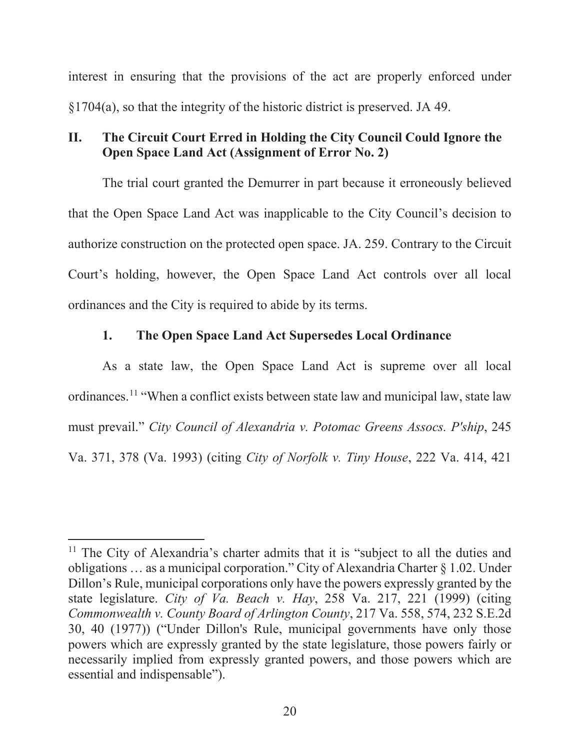interest in ensuring that the provisions of the act are properly enforced under §1704(a), so that the integrity of the historic district is preserved. JA 49.

## II. The Circuit Court Erred in Holding the City Council Could Ignore the Open Space Land Act (Assignment of Error No. 2)

The trial court granted the Demurrer in part because it erroneously believed that the Open Space Land Act was inapplicable to the City Council's decision to authorize construction on the protected open space. JA. 259. Contrary to the Circuit Court's holding, however, the Open Space Land Act controls over all local ordinances and the City is required to abide by its terms.

### 1. The Open Space Land Act Supersedes Local Ordinance

As a state law, the Open Space Land Act is supreme over all local ordinances.[11] "When a conflict exists between state law and municipal law, state law must prevail." *City Council of Alexandria v. Potomac Greens Assocs. P'ship*, 245 Va. 371, 378 (Va. 1993) (citing *City of Norfolk v. Tiny House*, 222 Va. 414, 421

---

[11] The City of Alexandria's charter admits that it is "subject to all the duties and obligations … as a municipal corporation." City of Alexandria Charter § 1.02. Under Dillon's Rule, municipal corporations only have the powers expressly granted by the state legislature. *City of Va. Beach v. Hay*, 258 Va. 217, 221 (1999) (citing *Commonwealth v. County Board of Arlington County*, 217 Va. 558, 574, 232 S.E.2d 30, 40 (1977)) ("Under Dillon's Rule, municipal governments have only those powers which are expressly granted by the state legislature, those powers fairly or necessarily implied from expressly granted powers, and those powers which are essential and indispensable").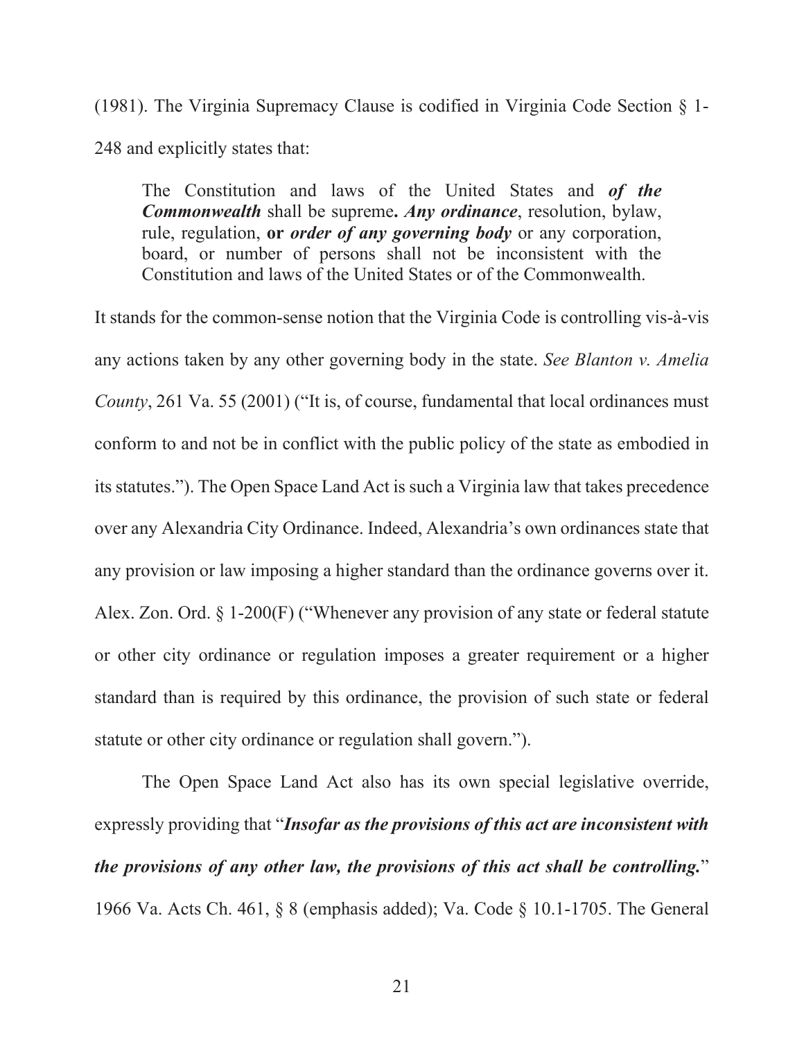(1981). The Virginia Supremacy Clause is codified in Virginia Code Section § 1-248 and explicitly states that:

> The Constitution and laws of the United States and ***of the Commonwealth*** shall be supreme**.** ***Any ordinance***, resolution, bylaw, rule, regulation, **or** ***order of any governing body*** or any corporation, board, or number of persons shall not be inconsistent with the Constitution and laws of the United States or of the Commonwealth.

It stands for the common-sense notion that the Virginia Code is controlling vis-à-vis any actions taken by any other governing body in the state. *See Blanton v. Amelia County*, 261 Va. 55 (2001) ("It is, of course, fundamental that local ordinances must conform to and not be in conflict with the public policy of the state as embodied in its statutes."). The Open Space Land Act is such a Virginia law that takes precedence over any Alexandria City Ordinance. Indeed, Alexandria's own ordinances state that any provision or law imposing a higher standard than the ordinance governs over it. Alex. Zon. Ord. § 1-200(F) ("Whenever any provision of any state or federal statute or other city ordinance or regulation imposes a greater requirement or a higher standard than is required by this ordinance, the provision of such state or federal statute or other city ordinance or regulation shall govern.").

The Open Space Land Act also has its own special legislative override, expressly providing that "***Insofar as the provisions of this act are inconsistent with the provisions of any other law, the provisions of this act shall be controlling.***" 1966 Va. Acts Ch. 461, § 8 (emphasis added); Va. Code § 10.1-1705. The General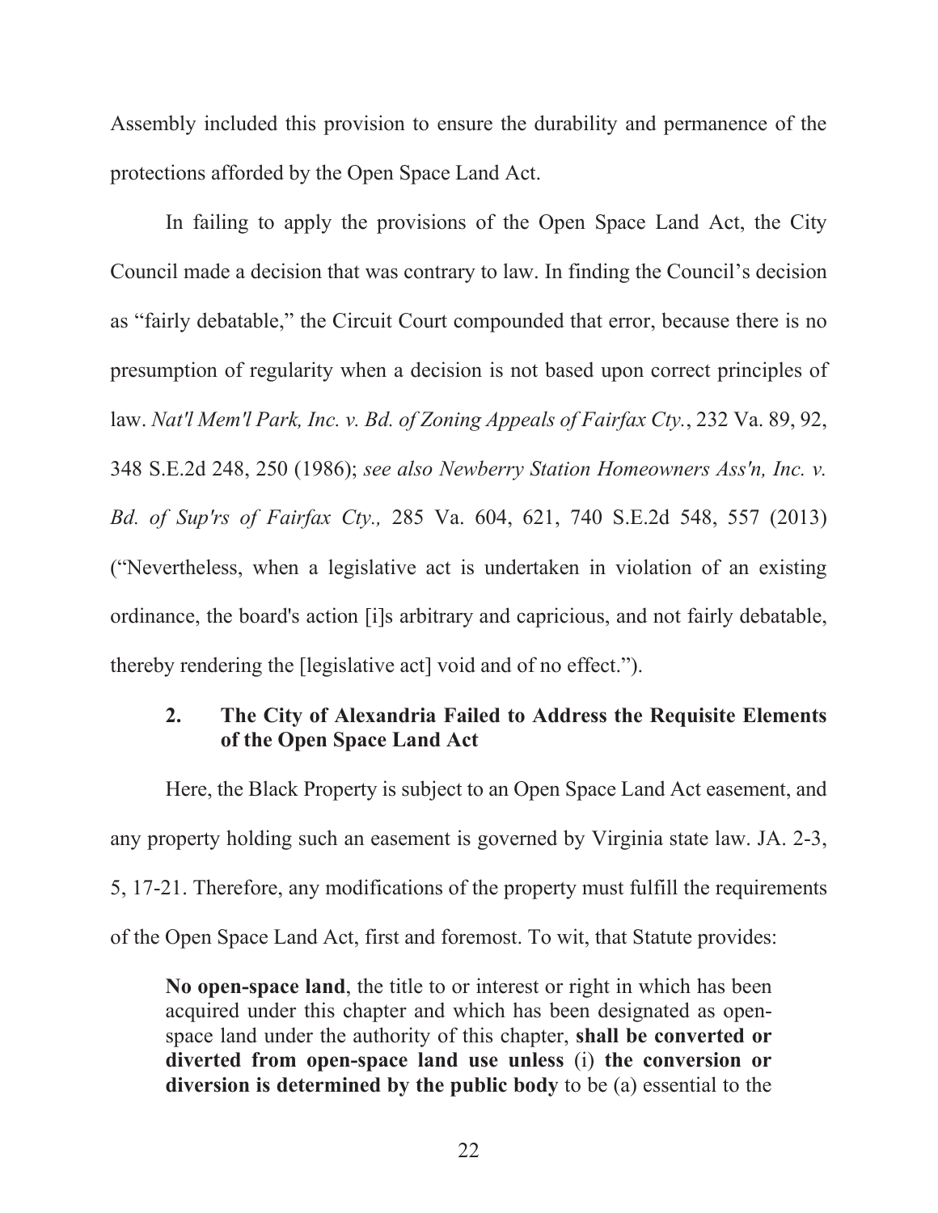Assembly included this provision to ensure the durability and permanence of the protections afforded by the Open Space Land Act.

In failing to apply the provisions of the Open Space Land Act, the City Council made a decision that was contrary to law. In finding the Council's decision as "fairly debatable," the Circuit Court compounded that error, because there is no presumption of regularity when a decision is not based upon correct principles of law. *Nat'l Mem'l Park, Inc. v. Bd. of Zoning Appeals of Fairfax Cty.*, 232 Va. 89, 92, 348 S.E.2d 248, 250 (1986); *see also Newberry Station Homeowners Ass'n, Inc. v. Bd. of Sup'rs of Fairfax Cty.,* 285 Va. 604, 621, 740 S.E.2d 548, 557 (2013) ("Nevertheless, when a legislative act is undertaken in violation of an existing ordinance, the board's action [i]s arbitrary and capricious, and not fairly debatable, thereby rendering the [legislative act] void and of no effect.").

### 2. The City of Alexandria Failed to Address the Requisite Elements of the Open Space Land Act

Here, the Black Property is subject to an Open Space Land Act easement, and any property holding such an easement is governed by Virginia state law. JA. 2-3, 5, 17-21. Therefore, any modifications of the property must fulfill the requirements of the Open Space Land Act, first and foremost. To wit, that Statute provides:

> **No open-space land**, the title to or interest or right in which has been acquired under this chapter and which has been designated as open-space land under the authority of this chapter, **shall be converted or diverted from open-space land use unless** (i) **the conversion or diversion is determined by the public body** to be (a) essential to the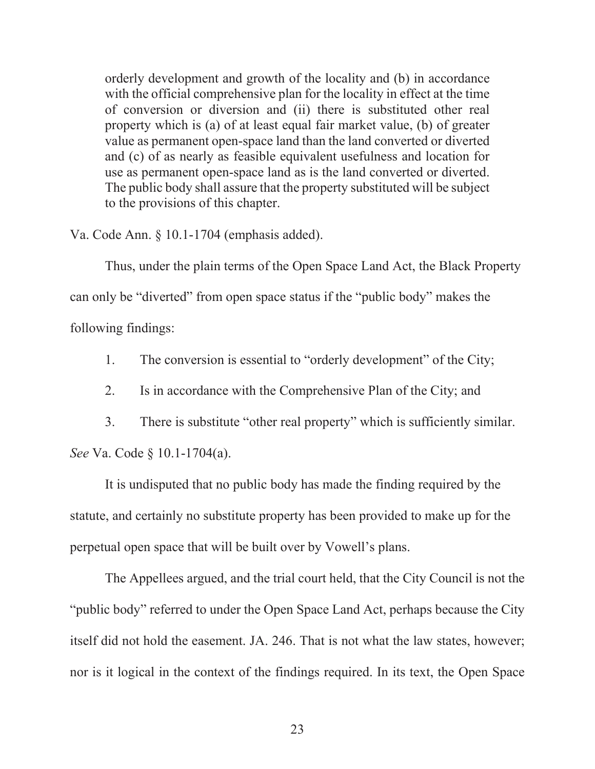> orderly development and growth of the locality and (b) in accordance with the official comprehensive plan for the locality in effect at the time of conversion or diversion and (ii) there is substituted other real property which is (a) of at least equal fair market value, (b) of greater value as permanent open-space land than the land converted or diverted and (c) of as nearly as feasible equivalent usefulness and location for use as permanent open-space land as is the land converted or diverted. The public body shall assure that the property substituted will be subject to the provisions of this chapter.

Va. Code Ann. § 10.1-1704 (emphasis added).

Thus, under the plain terms of the Open Space Land Act, the Black Property can only be "diverted" from open space status if the "public body" makes the following findings:

1. The conversion is essential to "orderly development" of the City;
2. Is in accordance with the Comprehensive Plan of the City; and
3. There is substitute "other real property" which is sufficiently similar.

*See* Va. Code § 10.1-1704(a).

It is undisputed that no public body has made the finding required by the statute, and certainly no substitute property has been provided to make up for the perpetual open space that will be built over by Vowell's plans.

The Appellees argued, and the trial court held, that the City Council is not the "public body" referred to under the Open Space Land Act, perhaps because the City itself did not hold the easement. JA. 246. That is not what the law states, however; nor is it logical in the context of the findings required. In its text, the Open Space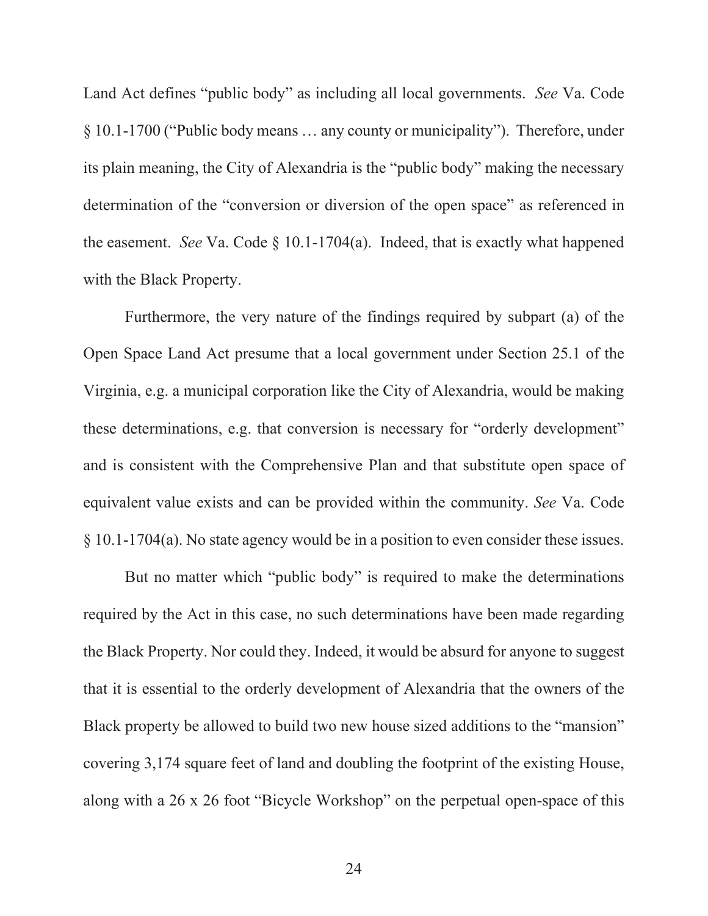Land Act defines "public body" as including all local governments. *See* Va. Code § 10.1-1700 ("Public body means … any county or municipality"). Therefore, under its plain meaning, the City of Alexandria is the "public body" making the necessary determination of the "conversion or diversion of the open space" as referenced in the easement. *See* Va. Code § 10.1-1704(a). Indeed, that is exactly what happened with the Black Property.

Furthermore, the very nature of the findings required by subpart (a) of the Open Space Land Act presume that a local government under Section 25.1 of the Virginia, e.g. a municipal corporation like the City of Alexandria, would be making these determinations, e.g. that conversion is necessary for "orderly development" and is consistent with the Comprehensive Plan and that substitute open space of equivalent value exists and can be provided within the community. *See* Va. Code § 10.1-1704(a). No state agency would be in a position to even consider these issues.

But no matter which "public body" is required to make the determinations required by the Act in this case, no such determinations have been made regarding the Black Property. Nor could they. Indeed, it would be absurd for anyone to suggest that it is essential to the orderly development of Alexandria that the owners of the Black property be allowed to build two new house sized additions to the "mansion" covering 3,174 square feet of land and doubling the footprint of the existing House, along with a 26 x 26 foot "Bicycle Workshop" on the perpetual open-space of this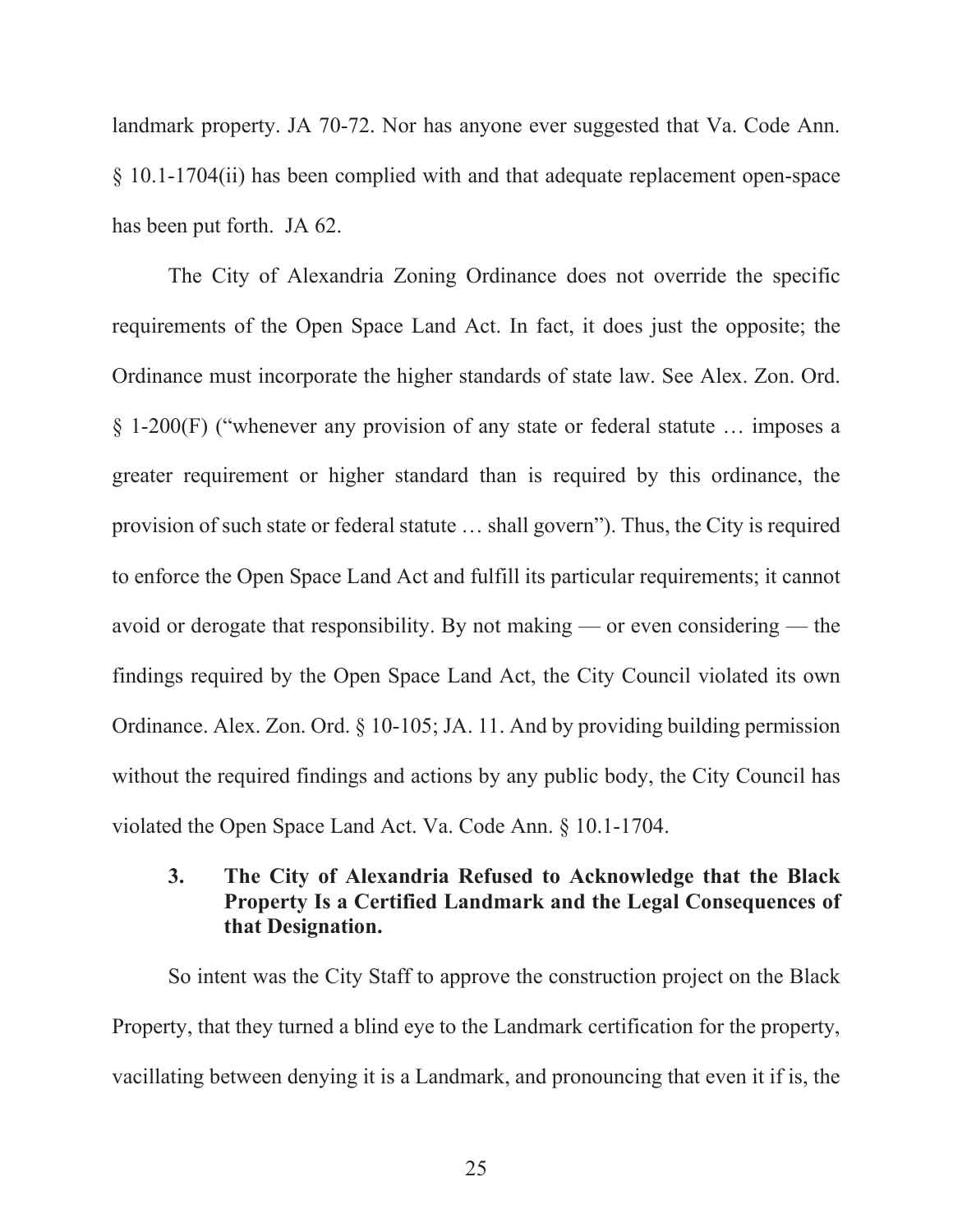landmark property. JA 70-72. Nor has anyone ever suggested that Va. Code Ann. § 10.1-1704(ii) has been complied with and that adequate replacement open-space has been put forth. JA 62.

The City of Alexandria Zoning Ordinance does not override the specific requirements of the Open Space Land Act. In fact, it does just the opposite; the Ordinance must incorporate the higher standards of state law. See Alex. Zon. Ord. § 1-200(F) ("whenever any provision of any state or federal statute … imposes a greater requirement or higher standard than is required by this ordinance, the provision of such state or federal statute … shall govern"). Thus, the City is required to enforce the Open Space Land Act and fulfill its particular requirements; it cannot avoid or derogate that responsibility. By not making — or even considering — the findings required by the Open Space Land Act, the City Council violated its own Ordinance. Alex. Zon. Ord. § 10-105; JA. 11. And by providing building permission without the required findings and actions by any public body, the City Council has violated the Open Space Land Act. Va. Code Ann. § 10.1-1704.

### 3. The City of Alexandria Refused to Acknowledge that the Black Property Is a Certified Landmark and the Legal Consequences of that Designation.

So intent was the City Staff to approve the construction project on the Black Property, that they turned a blind eye to the Landmark certification for the property, vacillating between denying it is a Landmark, and pronouncing that even it if is, the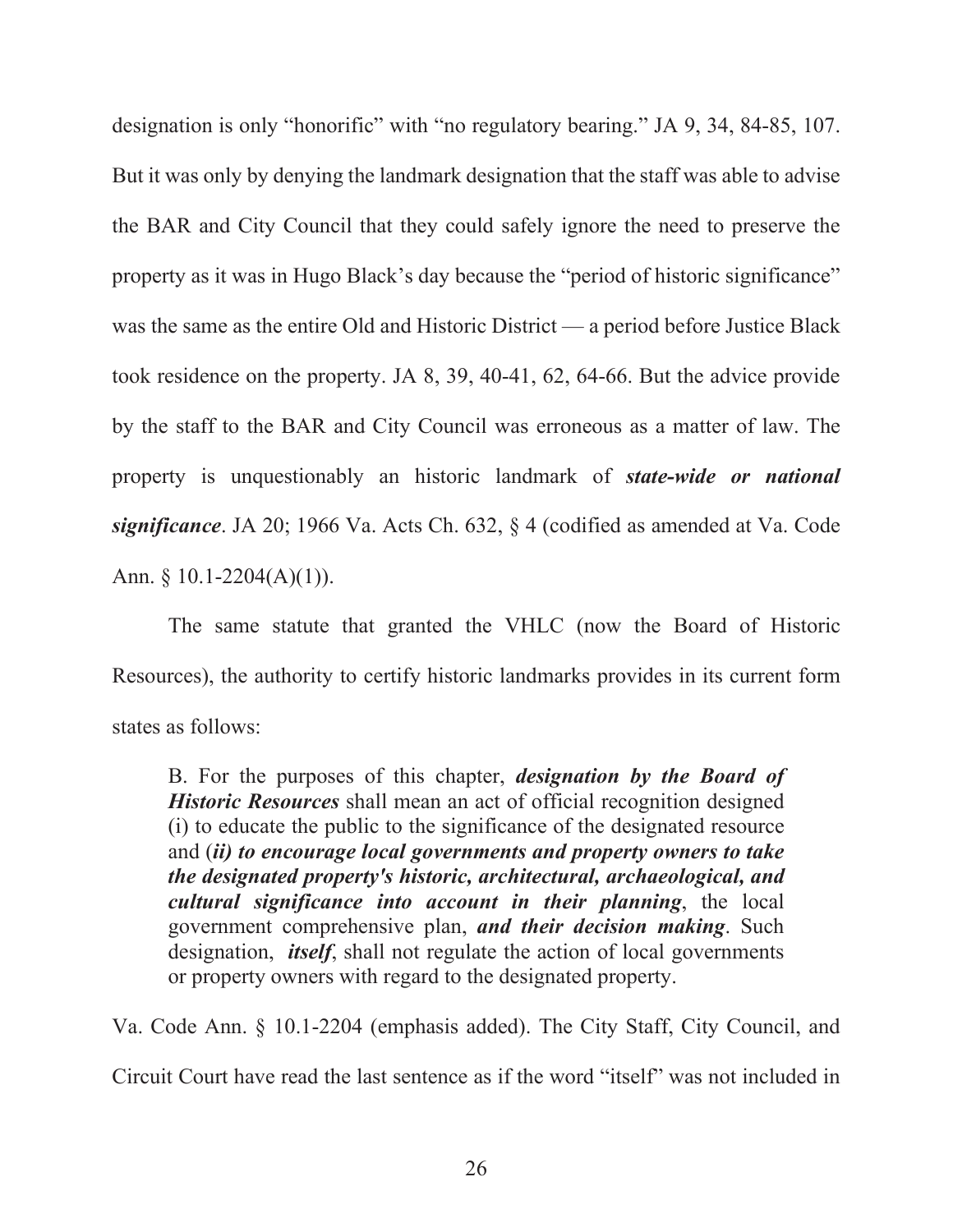designation is only "honorific" with "no regulatory bearing." JA 9, 34, 84-85, 107. But it was only by denying the landmark designation that the staff was able to advise the BAR and City Council that they could safely ignore the need to preserve the property as it was in Hugo Black's day because the "period of historic significance" was the same as the entire Old and Historic District — a period before Justice Black took residence on the property. JA 8, 39, 40-41, 62, 64-66. But the advice provide by the staff to the BAR and City Council was erroneous as a matter of law. The property is unquestionably an historic landmark of ***state-wide or national significance***. JA 20; 1966 Va. Acts Ch. 632, § 4 (codified as amended at Va. Code Ann. § 10.1-2204(A)(1)).

The same statute that granted the VHLC (now the Board of Historic Resources), the authority to certify historic landmarks provides in its current form states as follows:

> B. For the purposes of this chapter, ***designation by the Board of Historic Resources*** shall mean an act of official recognition designed (i) to educate the public to the significance of the designated resource and (***ii) to encourage local governments and property owners to take the designated property's historic, architectural, archaeological, and cultural significance into account in their planning***, the local government comprehensive plan, ***and their decision making***. Such designation, ***itself***, shall not regulate the action of local governments or property owners with regard to the designated property.

Va. Code Ann. § 10.1-2204 (emphasis added). The City Staff, City Council, and Circuit Court have read the last sentence as if the word "itself" was not included in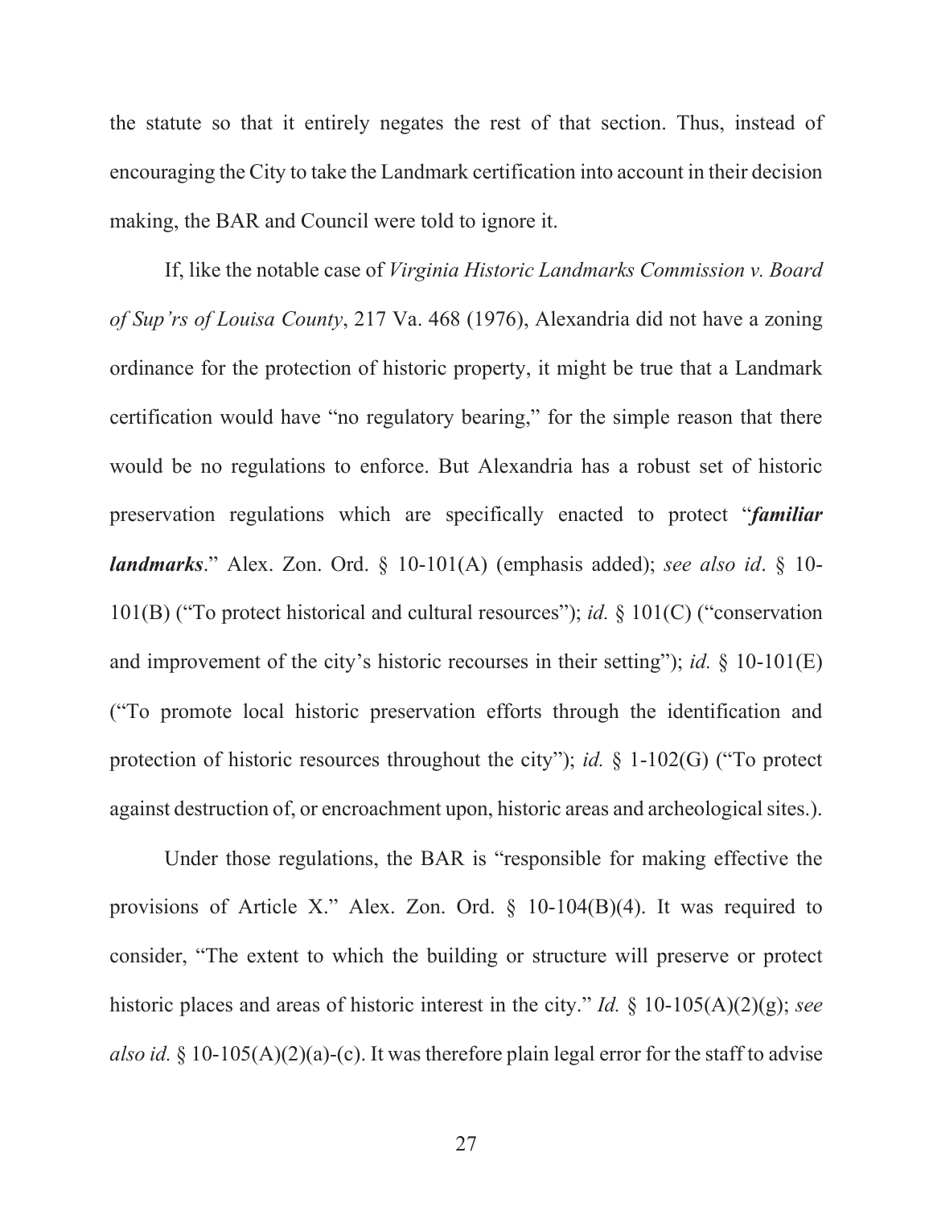the statute so that it entirely negates the rest of that section. Thus, instead of encouraging the City to take the Landmark certification into account in their decision making, the BAR and Council were told to ignore it.

If, like the notable case of *Virginia Historic Landmarks Commission v. Board of Sup'rs of Louisa County*, 217 Va. 468 (1976), Alexandria did not have a zoning ordinance for the protection of historic property, it might be true that a Landmark certification would have "no regulatory bearing," for the simple reason that there would be no regulations to enforce. But Alexandria has a robust set of historic preservation regulations which are specifically enacted to protect "***familiar landmarks***." Alex. Zon. Ord. § 10-101(A) (emphasis added); *see also id*. § 10-101(B) ("To protect historical and cultural resources"); *id.* § 101(C) ("conservation and improvement of the city's historic recourses in their setting"); *id.* § 10-101(E) ("To promote local historic preservation efforts through the identification and protection of historic resources throughout the city"); *id.* § 1-102(G) ("To protect against destruction of, or encroachment upon, historic areas and archeological sites.).

Under those regulations, the BAR is "responsible for making effective the provisions of Article X." Alex. Zon. Ord. § 10-104(B)(4). It was required to consider, "The extent to which the building or structure will preserve or protect historic places and areas of historic interest in the city." *Id.* § 10-105(A)(2)(g); *see also id.* § 10-105(A)(2)(a)-(c). It was therefore plain legal error for the staff to advise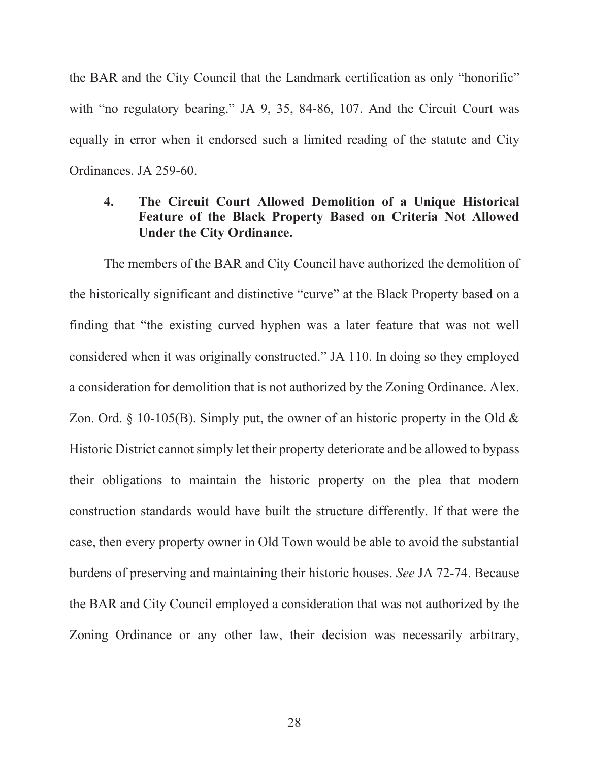the BAR and the City Council that the Landmark certification as only "honorific" with "no regulatory bearing." JA 9, 35, 84-86, 107. And the Circuit Court was equally in error when it endorsed such a limited reading of the statute and City Ordinances. JA 259-60.

### 4. The Circuit Court Allowed Demolition of a Unique Historical Feature of the Black Property Based on Criteria Not Allowed Under the City Ordinance.

The members of the BAR and City Council have authorized the demolition of the historically significant and distinctive "curve" at the Black Property based on a finding that "the existing curved hyphen was a later feature that was not well considered when it was originally constructed." JA 110. In doing so they employed a consideration for demolition that is not authorized by the Zoning Ordinance. Alex. Zon. Ord. § 10-105(B). Simply put, the owner of an historic property in the Old & Historic District cannot simply let their property deteriorate and be allowed to bypass their obligations to maintain the historic property on the plea that modern construction standards would have built the structure differently. If that were the case, then every property owner in Old Town would be able to avoid the substantial burdens of preserving and maintaining their historic houses. *See* JA 72-74. Because the BAR and City Council employed a consideration that was not authorized by the Zoning Ordinance or any other law, their decision was necessarily arbitrary,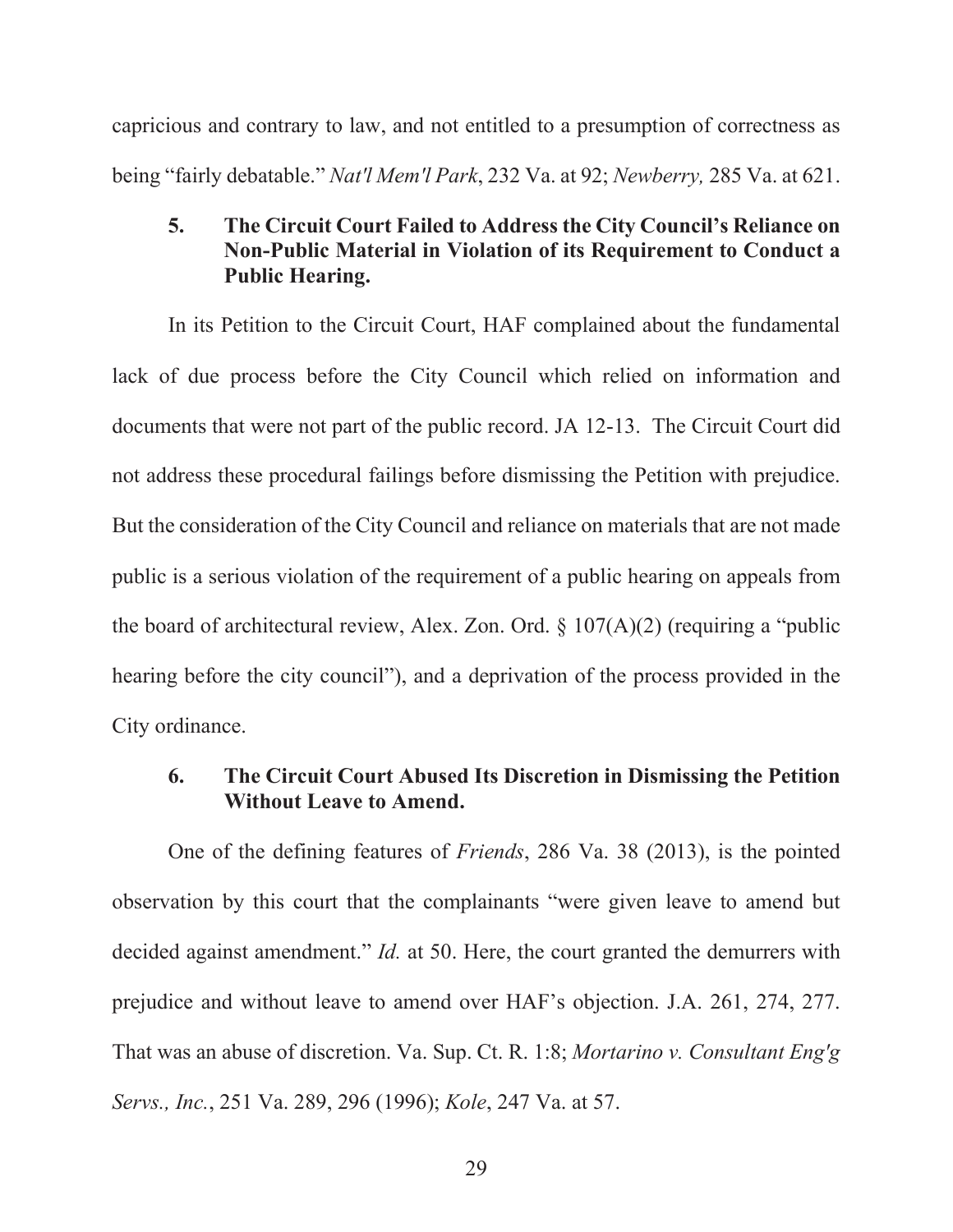capricious and contrary to law, and not entitled to a presumption of correctness as being "fairly debatable." *Nat'l Mem'l Park*, 232 Va. at 92; *Newberry,* 285 Va. at 621.

### 5. The Circuit Court Failed to Address the City Council's Reliance on Non-Public Material in Violation of its Requirement to Conduct a Public Hearing.

In its Petition to the Circuit Court, HAF complained about the fundamental lack of due process before the City Council which relied on information and documents that were not part of the public record. JA 12-13. The Circuit Court did not address these procedural failings before dismissing the Petition with prejudice. But the consideration of the City Council and reliance on materials that are not made public is a serious violation of the requirement of a public hearing on appeals from the board of architectural review, Alex. Zon. Ord. § 107(A)(2) (requiring a "public hearing before the city council"), and a deprivation of the process provided in the City ordinance.

### 6. The Circuit Court Abused Its Discretion in Dismissing the Petition Without Leave to Amend.

One of the defining features of *Friends*, 286 Va. 38 (2013), is the pointed observation by this court that the complainants "were given leave to amend but decided against amendment." *Id.* at 50. Here, the court granted the demurrers with prejudice and without leave to amend over HAF's objection. J.A. 261, 274, 277. That was an abuse of discretion. Va. Sup. Ct. R. 1:8; *Mortarino v. Consultant Eng'g Servs., Inc.*, 251 Va. 289, 296 (1996); *Kole*, 247 Va. at 57.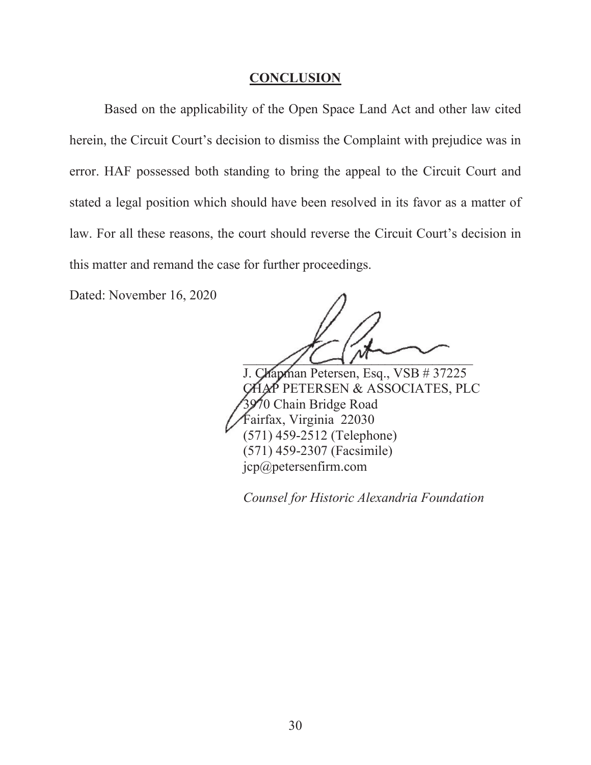## CONCLUSION

Based on the applicability of the Open Space Land Act and other law cited herein, the Circuit Court's decision to dismiss the Complaint with prejudice was in error. HAF possessed both standing to bring the appeal to the Circuit Court and stated a legal position which should have been resolved in its favor as a matter of law. For all these reasons, the court should reverse the Circuit Court's decision in this matter and remand the case for further proceedings.

Dated: November 16, 2020

\_\_\_\_\_\_\_\_\_\_\_\_\_\_\_\_\_\_\_\_\_\_\_\_\_\_\_\_\_\_\_\_

J. Chapman Petersen, Esq., VSB # 37225
CHAP PETERSEN & ASSOCIATES, PLC
3970 Chain Bridge Road
Fairfax, Virginia 22030
(571) 459-2512 (Telephone)
(571) 459-2307 (Facsimile)
jcp@petersenfirm.com

*Counsel for Historic Alexandria Foundation*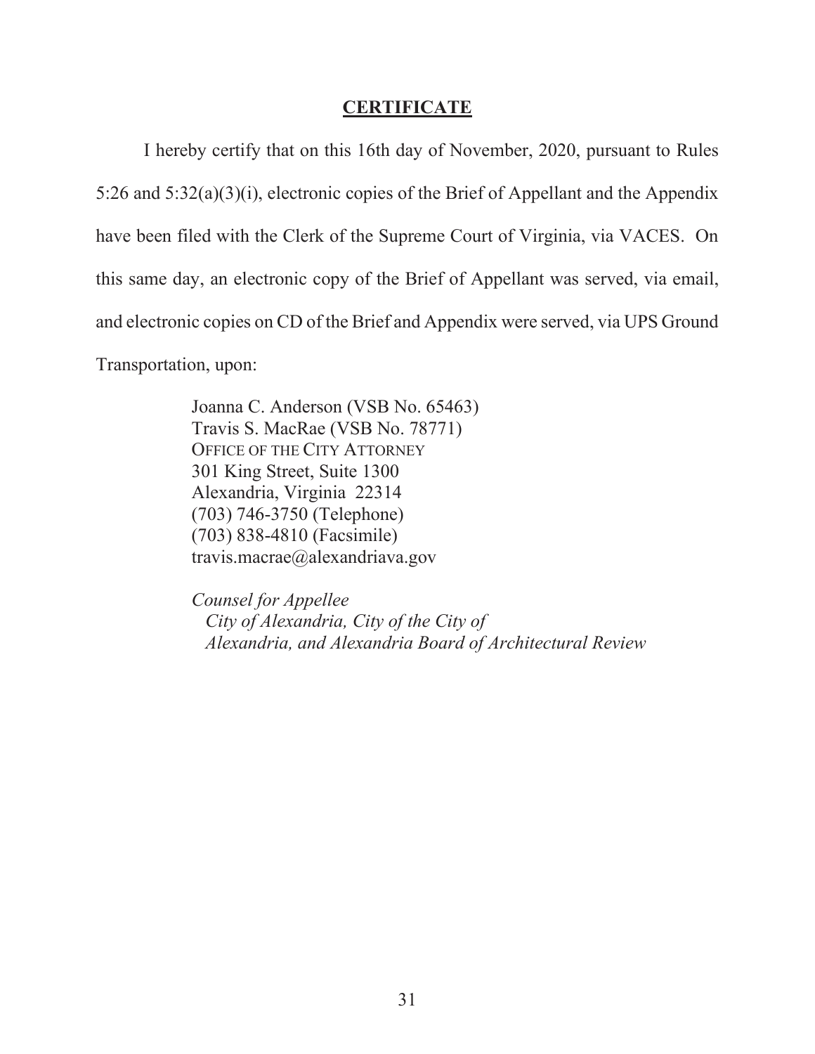## CERTIFICATE

I hereby certify that on this 16th day of November, 2020, pursuant to Rules 5:26 and 5:32(a)(3)(i), electronic copies of the Brief of Appellant and the Appendix have been filed with the Clerk of the Supreme Court of Virginia, via VACES. On this same day, an electronic copy of the Brief of Appellant was served, via email, and electronic copies on CD of the Brief and Appendix were served, via UPS Ground Transportation, upon:

> Joanna C. Anderson (VSB No. 65463)
> Travis S. MacRae (VSB No. 78771)
> OFFICE OF THE CITY ATTORNEY
> 301 King Street, Suite 1300
> Alexandria, Virginia 22314
> (703) 746-3750 (Telephone)
> (703) 838-4810 (Facsimile)
> travis.macrae@alexandriava.gov
>
> *Counsel for Appellee*
> *City of Alexandria, City of the City of Alexandria, and Alexandria Board of Architectural Review*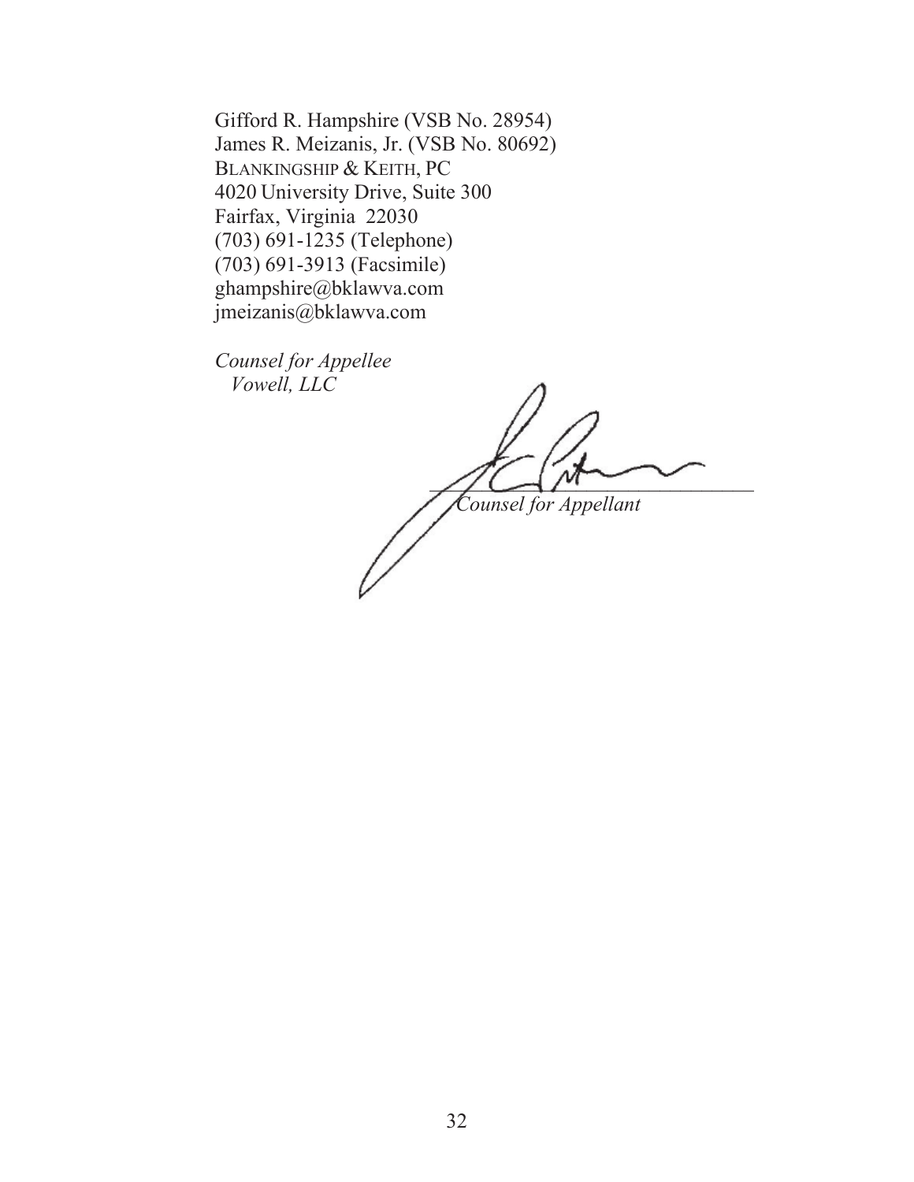Gifford R. Hampshire (VSB No. 28954)
James R. Meizanis, Jr. (VSB No. 80692)
BLANKINGSHIP & KEITH, PC
4020 University Drive, Suite 300
Fairfax, Virginia 22030
(703) 691-1235 (Telephone)
(703) 691-3913 (Facsimile)
ghampshire@bklawva.com
jmeizanis@bklawva.com

*Counsel for Appellee*
*Vowell, LLC*

\_\_\_\_\_\_\_\_\_\_\_\_\_\_\_\_\_\_\_\_\_\_\_\_\_\_\_\_\_\_

*Counsel for Appellant*